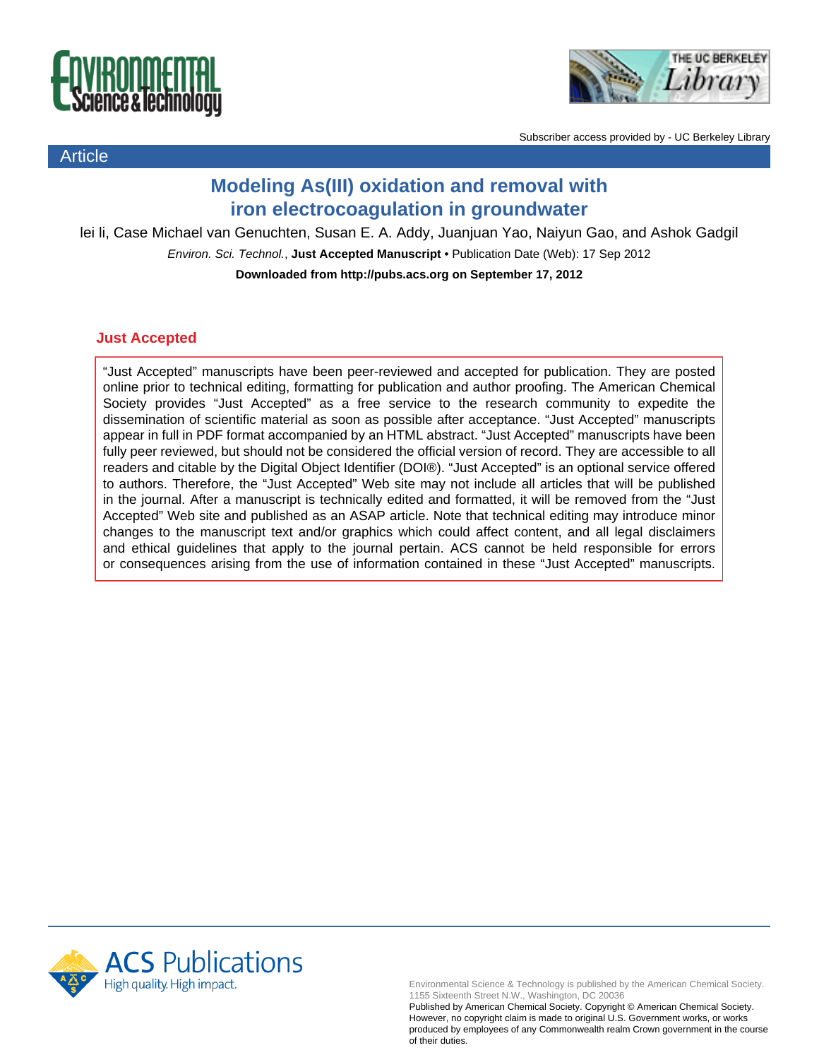Article

# Modeling As(III) oxidation and removal with iron electrocoagulation in groundwater

lei li, Case Michael van Genuchten, Susan E. A. Addy, Juanjuan Yao, Naiyun Gao, and Ashok Gadgil

*Environ. Sci. Technol.*, **Just Accepted Manuscript** • Publication Date (Web): 17 Sep 2012

**Downloaded from http://pubs.acs.org on September 17, 2012**

## Just Accepted

"Just Accepted" manuscripts have been peer-reviewed and accepted for publication. They are posted online prior to technical editing, formatting for publication and author proofing. The American Chemical Society provides "Just Accepted" as a free service to the research community to expedite the dissemination of scientific material as soon as possible after acceptance. "Just Accepted" manuscripts appear in full in PDF format accompanied by an HTML abstract. "Just Accepted" manuscripts have been fully peer reviewed, but should not be considered the official version of record. They are accessible to all readers and citable by the Digital Object Identifier (DOI®). "Just Accepted" is an optional service offered to authors. Therefore, the "Just Accepted" Web site may not include all articles that will be published in the journal. After a manuscript is technically edited and formatted, it will be removed from the "Just Accepted" Web site and published as an ASAP article. Note that technical editing may introduce minor changes to the manuscript text and/or graphics which could affect content, and all legal disclaimers and ethical guidelines that apply to the journal pertain. ACS cannot be held responsible for errors or consequences arising from the use of information contained in these "Just Accepted" manuscripts.

Environmental Science & Technology is published by the American Chemical Society. 1155 Sixteenth Street N.W., Washington, DC 20036

Published by American Chemical Society. Copyright © American Chemical Society. However, no copyright claim is made to original U.S. Government works, or works produced by employees of any Commonwealth realm Crown government in the course of their duties.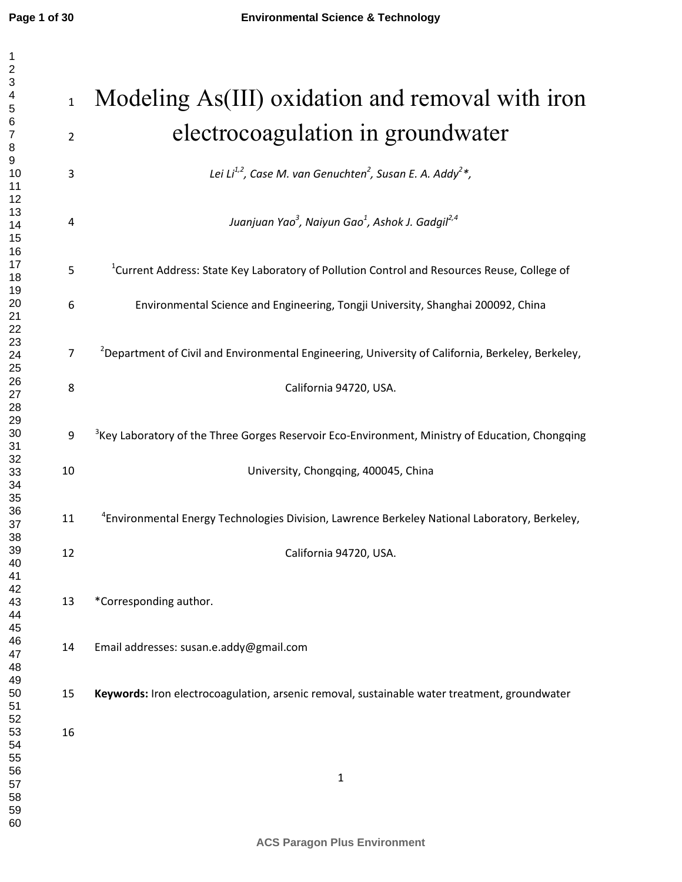# Modeling As(III) oxidation and removal with iron electrocoagulation in groundwater

*Lei Li[1,2], Case M. van Genuchten[2], Susan E. A. Addy[2]\*,*

*Juanjuan Yao[3], Naiyun Gao[1], Ashok J. Gadgil[2,4]*

[1]Current Address: State Key Laboratory of Pollution Control and Resources Reuse, College of Environmental Science and Engineering, Tongji University, Shanghai 200092, China

[2]Department of Civil and Environmental Engineering, University of California, Berkeley, Berkeley, California 94720, USA.

[3]Key Laboratory of the Three Gorges Reservoir Eco-Environment, Ministry of Education, Chongqing University, Chongqing, 400045, China

[4]Environmental Energy Technologies Division, Lawrence Berkeley National Laboratory, Berkeley, California 94720, USA.

\*Corresponding author.

Email addresses: susan.e.addy@gmail.com

**Keywords:** Iron electrocoagulation, arsenic removal, sustainable water treatment, groundwater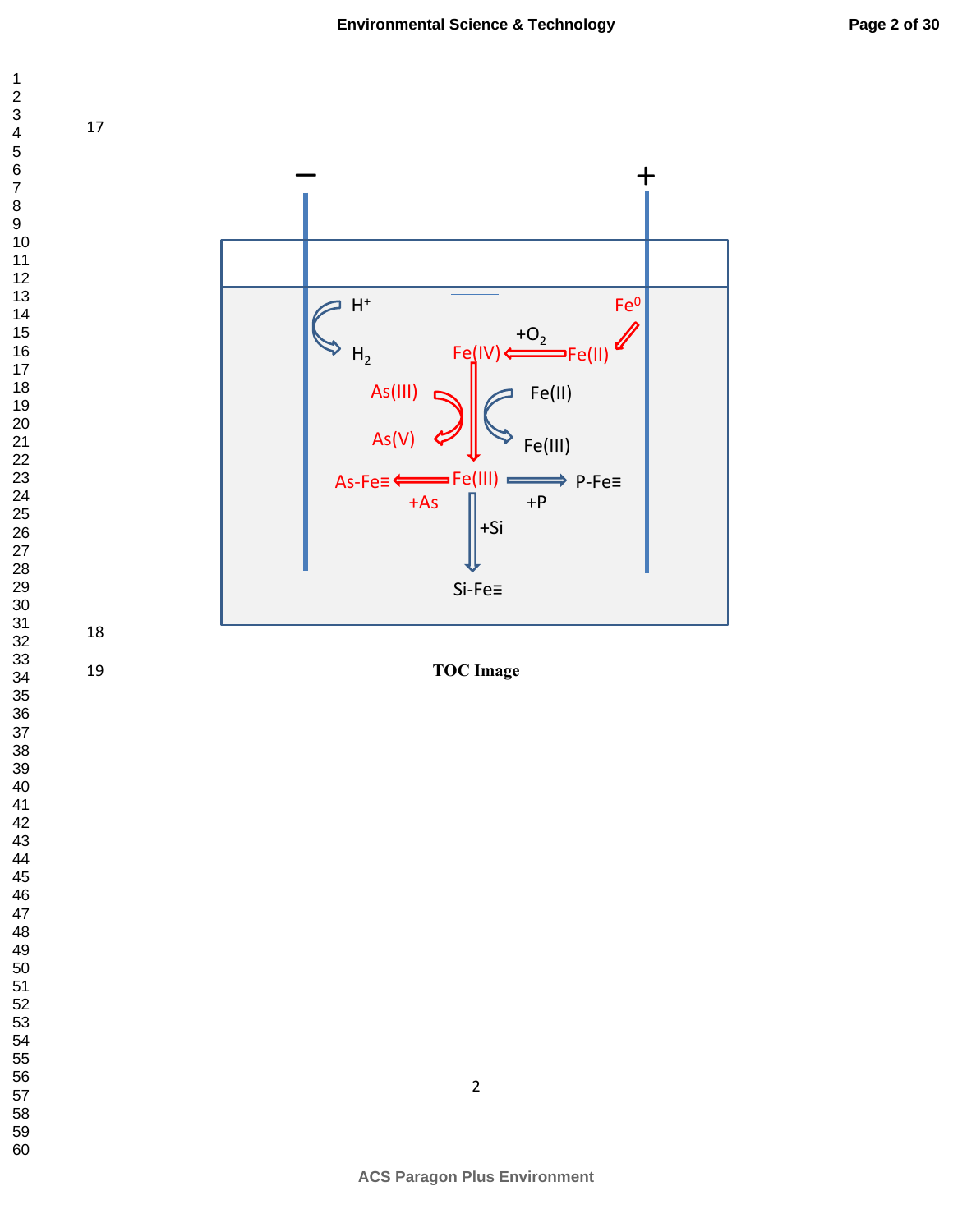TOC Image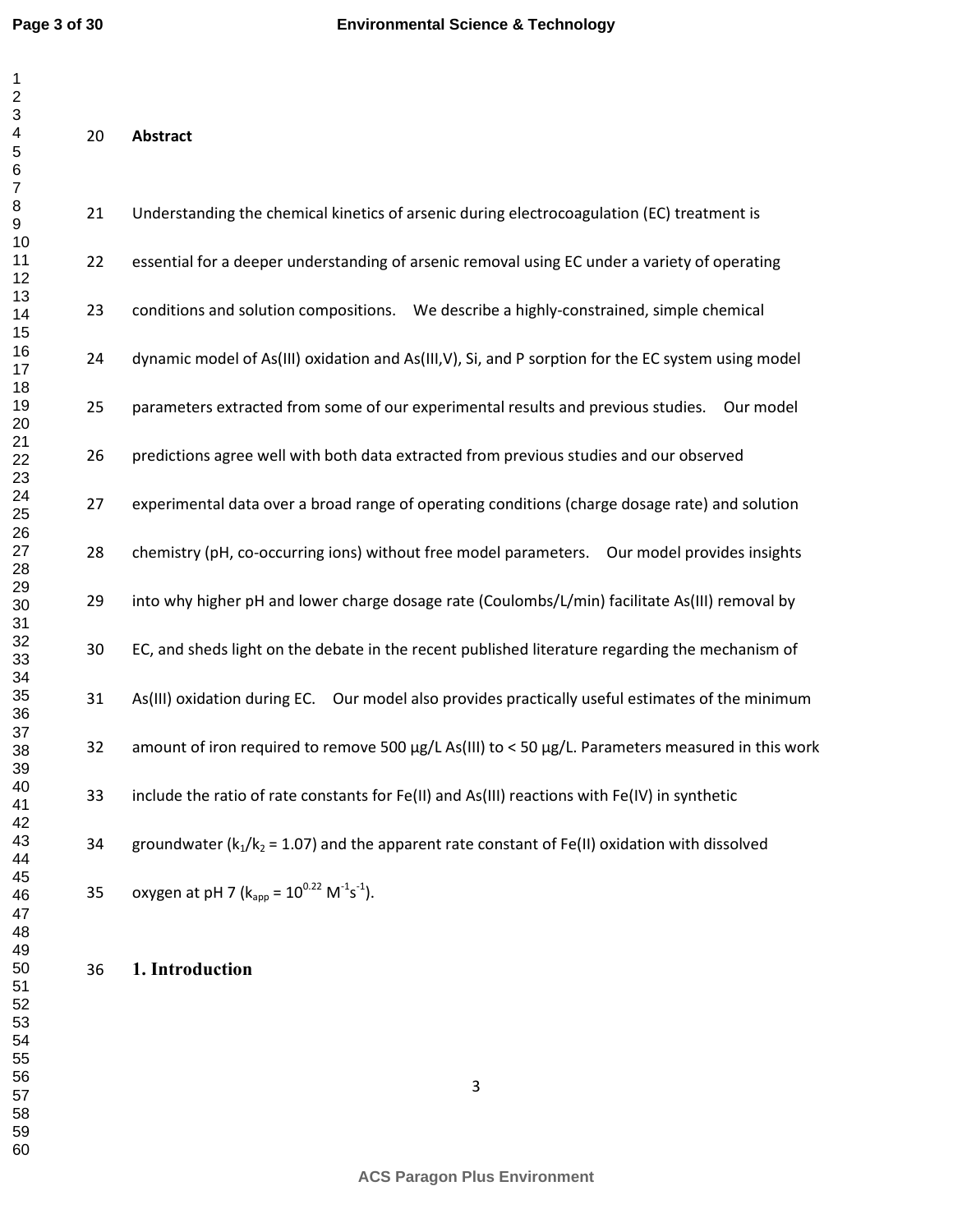**Abstract**

Understanding the chemical kinetics of arsenic during electrocoagulation (EC) treatment is essential for a deeper understanding of arsenic removal using EC under a variety of operating conditions and solution compositions. We describe a highly-constrained, simple chemical dynamic model of As(III) oxidation and As(III,V), Si, and P sorption for the EC system using model parameters extracted from some of our experimental results and previous studies. Our model predictions agree well with both data extracted from previous studies and our observed experimental data over a broad range of operating conditions (charge dosage rate) and solution chemistry (pH, co-occurring ions) without free model parameters. Our model provides insights into why higher pH and lower charge dosage rate (Coulombs/L/min) facilitate As(III) removal by EC, and sheds light on the debate in the recent published literature regarding the mechanism of As(III) oxidation during EC. Our model also provides practically useful estimates of the minimum amount of iron required to remove 500 μg/L As(III) to < 50 μg/L. Parameters measured in this work include the ratio of rate constants for Fe(II) and As(III) reactions with Fe(IV) in synthetic groundwater ($k_1/k_2 = 1.07$) and the apparent rate constant of Fe(II) oxidation with dissolved oxygen at pH 7 ($k_{app} = 10^{0.22}$ $M^{-1}s^{-1}$).

## 1. Introduction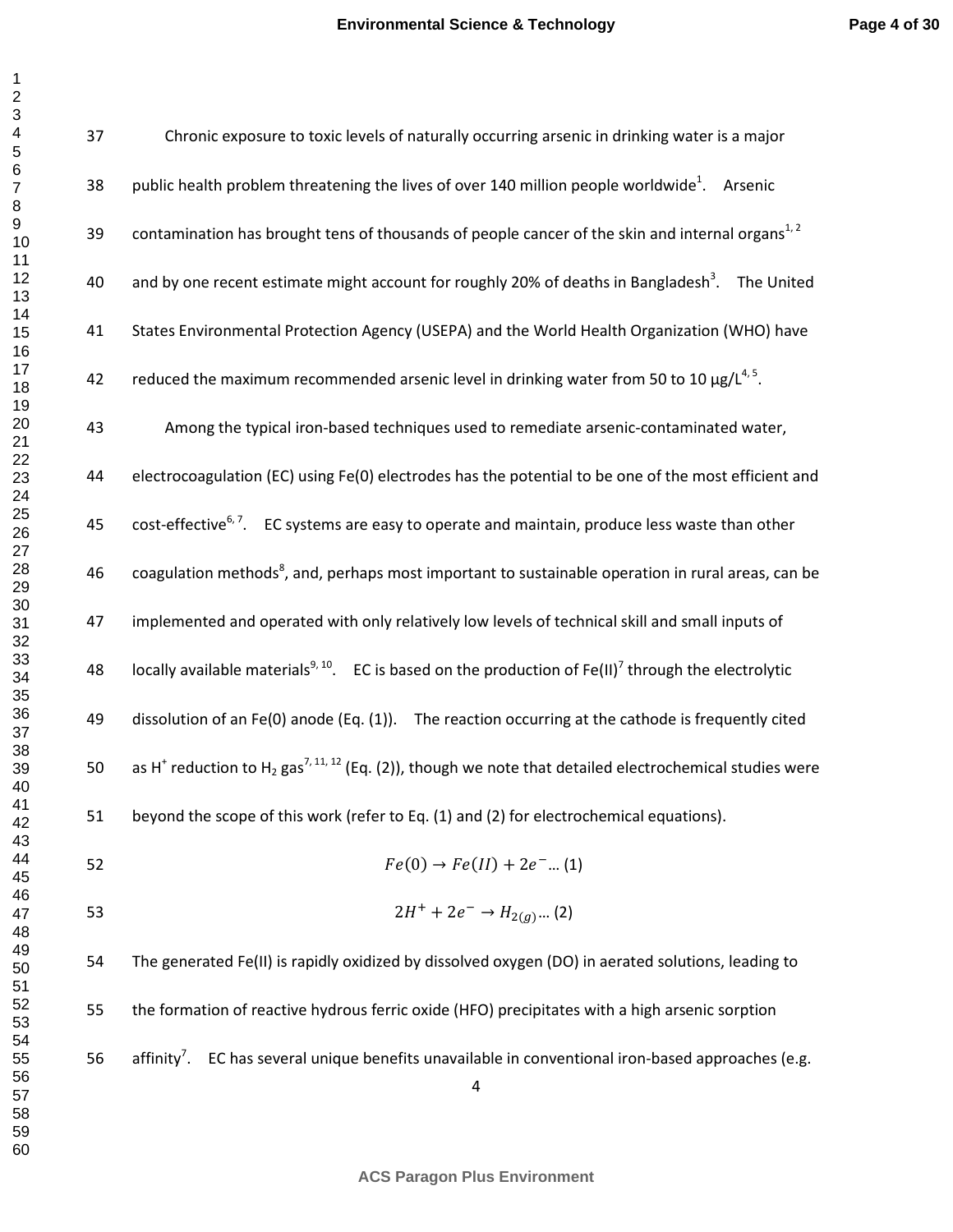Chronic exposure to toxic levels of naturally occurring arsenic in drinking water is a major public health problem threatening the lives of over 140 million people worldwide[1]. Arsenic contamination has brought tens of thousands of people cancer of the skin and internal organs[1,2] and by one recent estimate might account for roughly 20% of deaths in Bangladesh[3]. The United States Environmental Protection Agency (USEPA) and the World Health Organization (WHO) have reduced the maximum recommended arsenic level in drinking water from 50 to 10 μg/L[4,5].

Among the typical iron-based techniques used to remediate arsenic-contaminated water, electrocoagulation (EC) using Fe(0) electrodes has the potential to be one of the most efficient and cost-effective[6,7]. EC systems are easy to operate and maintain, produce less waste than other coagulation methods[8], and, perhaps most important to sustainable operation in rural areas, can be implemented and operated with only relatively low levels of technical skill and small inputs of locally available materials[9,10]. EC is based on the production of Fe(II)[7] through the electrolytic dissolution of an Fe(0) anode (Eq. (1)). The reaction occurring at the cathode is frequently cited as $H^+$ reduction to $H_2$ gas[7,11,12] (Eq. (2)), though we note that detailed electrochemical studies were beyond the scope of this work (refer to Eq. (1) and (2) for electrochemical equations).

$$Fe(0) \rightarrow Fe(II) + 2e^{-} \ldots (1)$$

$$2H^{+} + 2e^{-} \rightarrow H_{2(g)} \ldots (2)$$

The generated Fe(II) is rapidly oxidized by dissolved oxygen (DO) in aerated solutions, leading to the formation of reactive hydrous ferric oxide (HFO) precipitates with a high arsenic sorption affinity[7]. EC has several unique benefits unavailable in conventional iron-based approaches (e.g.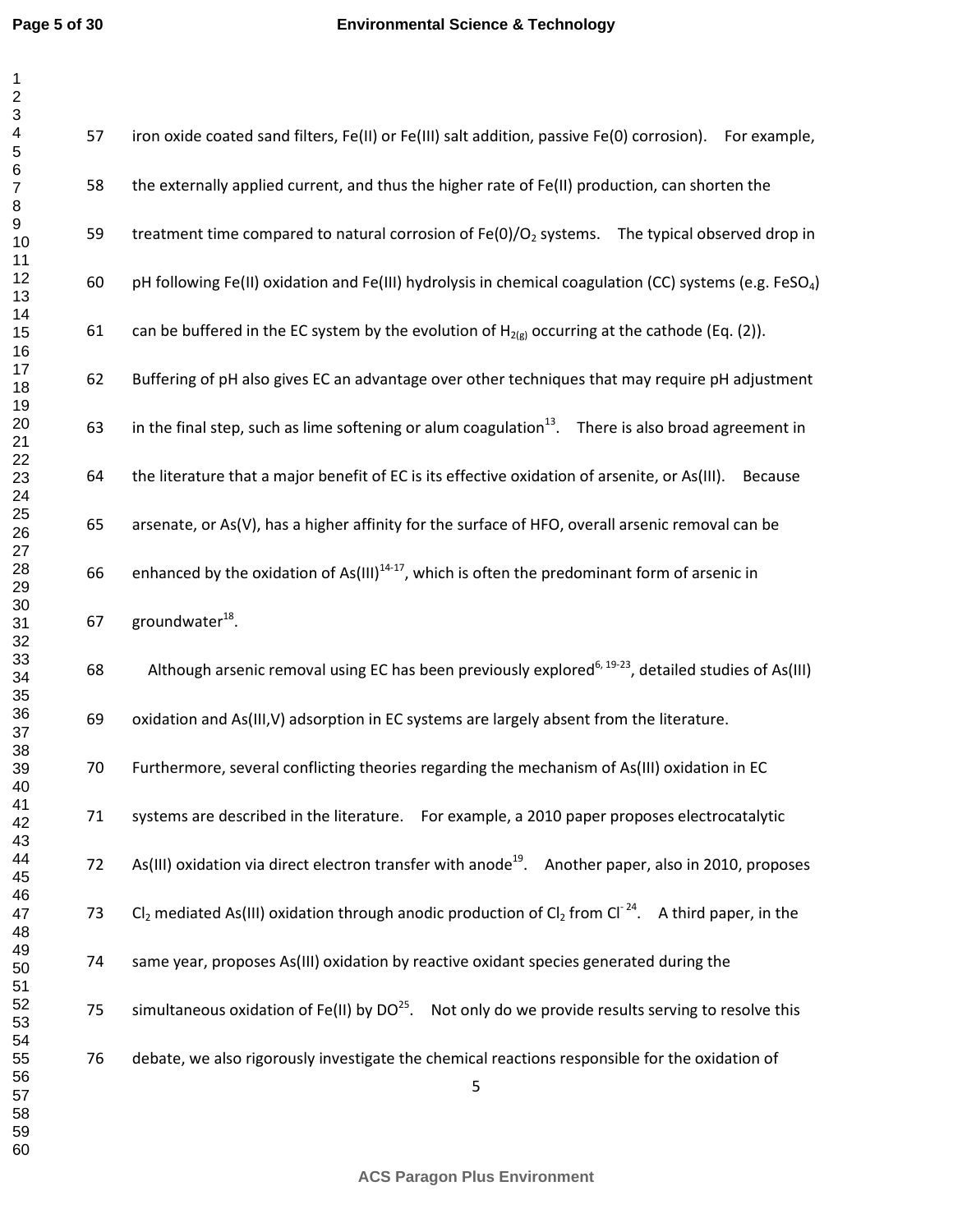iron oxide coated sand filters, Fe(II) or Fe(III) salt addition, passive Fe(0) corrosion). For example, the externally applied current, and thus the higher rate of Fe(II) production, can shorten the treatment time compared to natural corrosion of $Fe(0)/O_2$ systems. The typical observed drop in pH following Fe(II) oxidation and Fe(III) hydrolysis in chemical coagulation (CC) systems (e.g. $FeSO_4$) can be buffered in the EC system by the evolution of $H_{2(g)}$ occurring at the cathode (Eq. (2)). Buffering of pH also gives EC an advantage over other techniques that may require pH adjustment in the final step, such as lime softening or alum coagulation[13]. There is also broad agreement in the literature that a major benefit of EC is its effective oxidation of arsenite, or As(III). Because arsenate, or As(V), has a higher affinity for the surface of HFO, overall arsenic removal can be enhanced by the oxidation of As(III)[14-17], which is often the predominant form of arsenic in groundwater[18].

Although arsenic removal using EC has been previously explored[6, 19-23], detailed studies of As(III) oxidation and As(III,V) adsorption in EC systems are largely absent from the literature. Furthermore, several conflicting theories regarding the mechanism of As(III) oxidation in EC systems are described in the literature. For example, a 2010 paper proposes electrocatalytic As(III) oxidation via direct electron transfer with anode[19]. Another paper, also in 2010, proposes $Cl_2$ mediated As(III) oxidation through anodic production of $Cl_2$ from $Cl^-$ [24]. A third paper, in the same year, proposes As(III) oxidation by reactive oxidant species generated during the simultaneous oxidation of Fe(II) by DO[25]. Not only do we provide results serving to resolve this debate, we also rigorously investigate the chemical reactions responsible for the oxidation of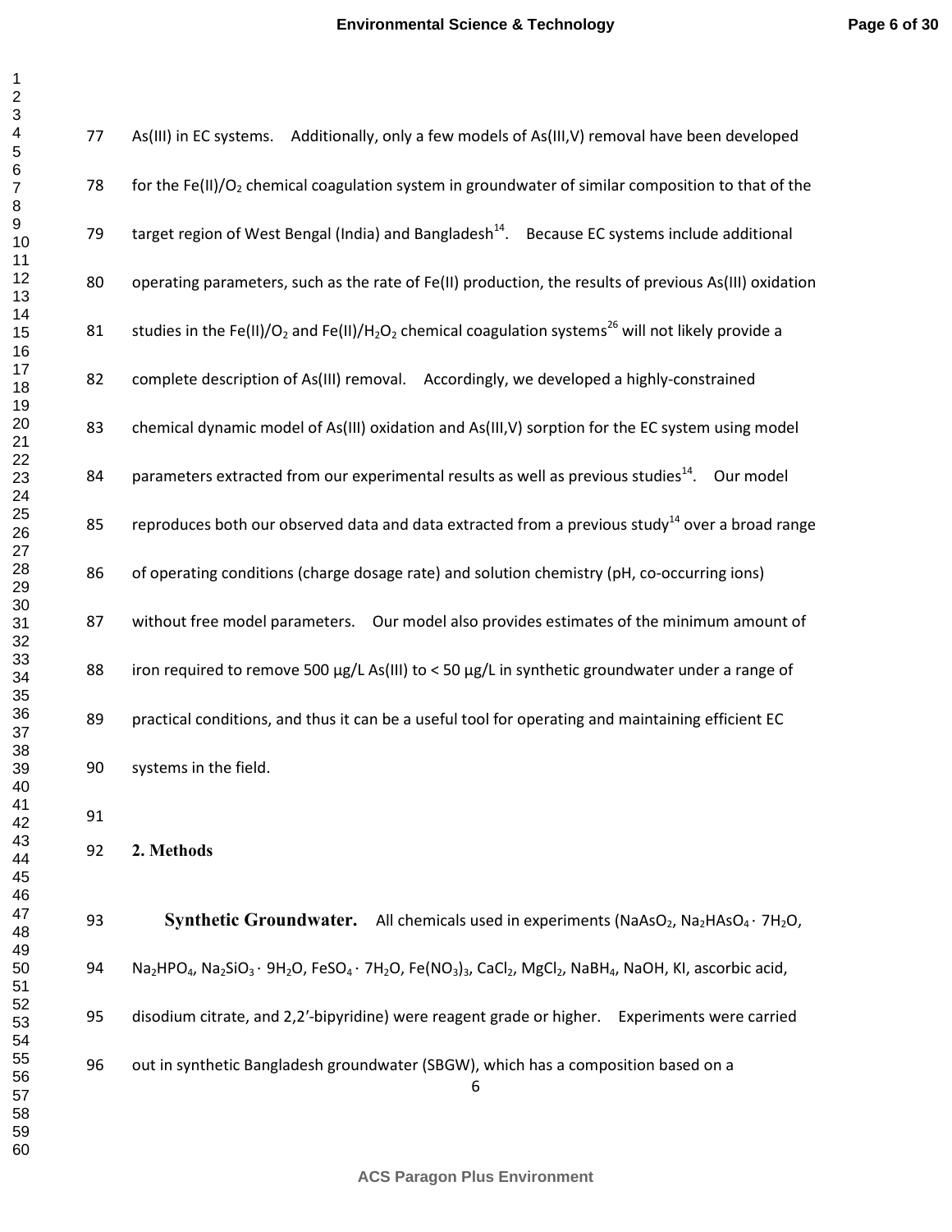As(III) in EC systems. Additionally, only a few models of As(III,V) removal have been developed for the $Fe(II)/O_2$ chemical coagulation system in groundwater of similar composition to that of the target region of West Bengal (India) and Bangladesh[14]. Because EC systems include additional operating parameters, such as the rate of Fe(II) production, the results of previous As(III) oxidation studies in the $Fe(II)/O_2$ and $Fe(II)/H_2O_2$ chemical coagulation systems[26] will not likely provide a complete description of As(III) removal. Accordingly, we developed a highly-constrained chemical dynamic model of As(III) oxidation and As(III,V) sorption for the EC system using model parameters extracted from our experimental results as well as previous studies[14]. Our model reproduces both our observed data and data extracted from a previous study[14] over a broad range of operating conditions (charge dosage rate) and solution chemistry (pH, co-occurring ions) without free model parameters. Our model also provides estimates of the minimum amount of iron required to remove 500 µg/L As(III) to < 50 µg/L in synthetic groundwater under a range of practical conditions, and thus it can be a useful tool for operating and maintaining efficient EC systems in the field.

## 2. Methods

**Synthetic Groundwater.** All chemicals used in experiments ($NaAsO_2$, $Na_2HAsO_4 \cdot 7H_2O$, $Na_2HPO_4$, $Na_2SiO_3 \cdot 9H_2O$, $FeSO_4 \cdot 7H_2O$, $Fe(NO_3)_3$, $CaCl_2$, $MgCl_2$, $NaBH_4$, NaOH, KI, ascorbic acid, disodium citrate, and 2,2′-bipyridine) were reagent grade or higher. Experiments were carried out in synthetic Bangladesh groundwater (SBGW), which has a composition based on a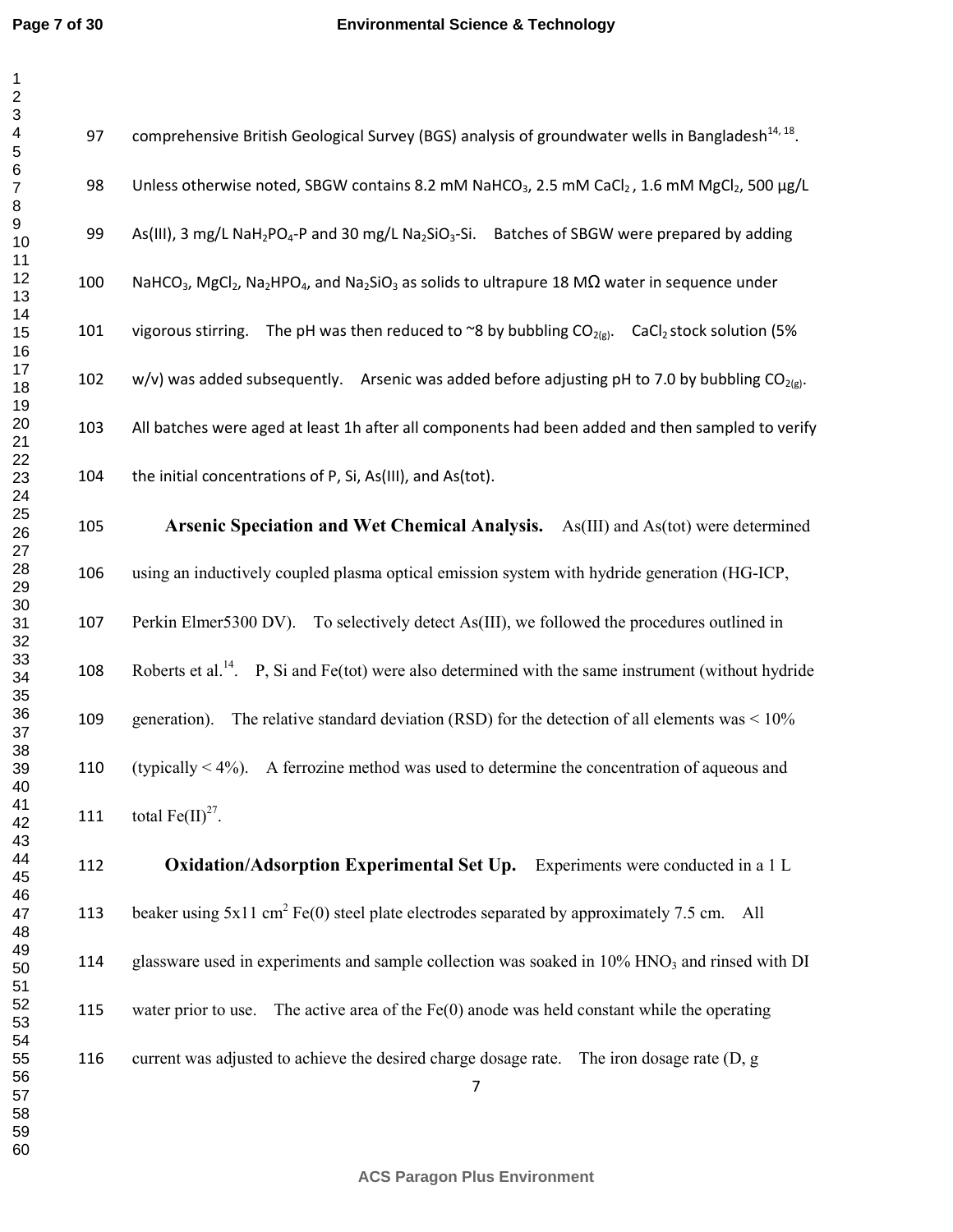comprehensive British Geological Survey (BGS) analysis of groundwater wells in Bangladesh[14, 18]. Unless otherwise noted, SBGW contains 8.2 mM $NaHCO_3$, 2.5 mM $CaCl_2$, 1.6 mM $MgCl_2$, 500 μg/L As(III), 3 mg/L $NaH_2PO_4$-P and 30 mg/L $Na_2SiO_3$-Si. Batches of SBGW were prepared by adding $NaHCO_3$, $MgCl_2$, $Na_2HPO_4$, and $Na_2SiO_3$ as solids to ultrapure 18 MΩ water in sequence under vigorous stirring. The pH was then reduced to ~8 by bubbling $CO_{2(g)}$. $CaCl_2$ stock solution (5% w/v) was added subsequently. Arsenic was added before adjusting pH to 7.0 by bubbling $CO_{2(g)}$. All batches were aged at least 1h after all components had been added and then sampled to verify the initial concentrations of P, Si, As(III), and As(tot).

**Arsenic Speciation and Wet Chemical Analysis.** As(III) and As(tot) were determined using an inductively coupled plasma optical emission system with hydride generation (HG-ICP, Perkin Elmer5300 DV). To selectively detect As(III), we followed the procedures outlined in Roberts et al.[14]. P, Si and Fe(tot) were also determined with the same instrument (without hydride generation). The relative standard deviation (RSD) for the detection of all elements was < 10% (typically < 4%). A ferrozine method was used to determine the concentration of aqueous and total Fe(II)[27].

**Oxidation/Adsorption Experimental Set Up.** Experiments were conducted in a 1 L beaker using 5x11 $cm^2$ Fe(0) steel plate electrodes separated by approximately 7.5 cm. All glassware used in experiments and sample collection was soaked in 10% $HNO_3$ and rinsed with DI water prior to use. The active area of the Fe(0) anode was held constant while the operating current was adjusted to achieve the desired charge dosage rate. The iron dosage rate (D, g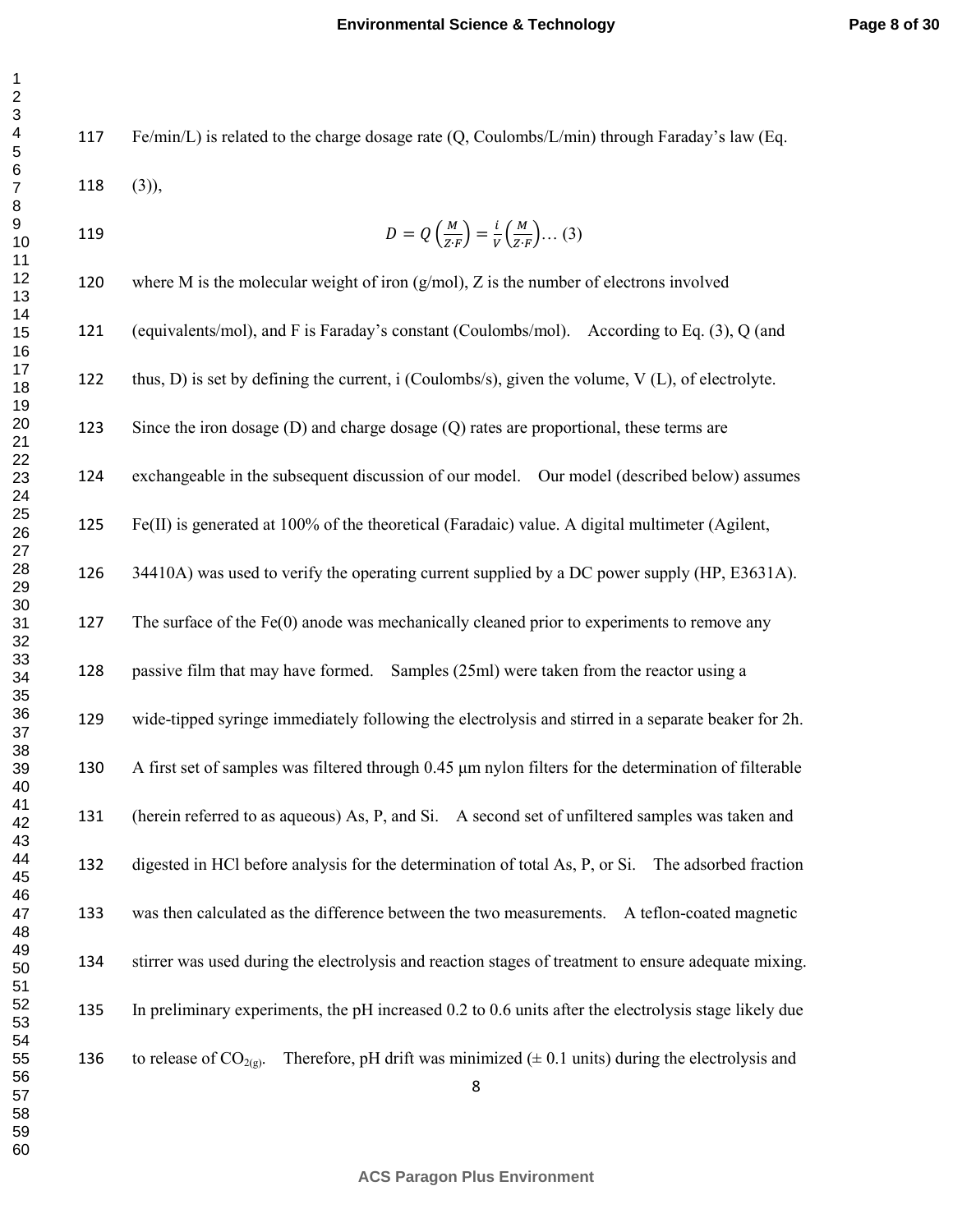Fe/min/L) is related to the charge dosage rate (Q, Coulombs/L/min) through Faraday's law (Eq. (3)),

$$D = Q\left(\frac{M}{Z \cdot F}\right) = \frac{i}{V}\left(\frac{M}{Z \cdot F}\right) \ldots (3)$$

where M is the molecular weight of iron (g/mol), Z is the number of electrons involved (equivalents/mol), and F is Faraday's constant (Coulombs/mol). According to Eq. (3), Q (and thus, D) is set by defining the current, i (Coulombs/s), given the volume, V (L), of electrolyte. Since the iron dosage (D) and charge dosage (Q) rates are proportional, these terms are exchangeable in the subsequent discussion of our model. Our model (described below) assumes Fe(II) is generated at 100% of the theoretical (Faradaic) value. A digital multimeter (Agilent, 34410A) was used to verify the operating current supplied by a DC power supply (HP, E3631A). The surface of the Fe(0) anode was mechanically cleaned prior to experiments to remove any passive film that may have formed. Samples (25ml) were taken from the reactor using a wide-tipped syringe immediately following the electrolysis and stirred in a separate beaker for 2h. A first set of samples was filtered through 0.45 μm nylon filters for the determination of filterable (herein referred to as aqueous) As, P, and Si. A second set of unfiltered samples was taken and digested in HCl before analysis for the determination of total As, P, or Si. The adsorbed fraction was then calculated as the difference between the two measurements. A teflon-coated magnetic stirrer was used during the electrolysis and reaction stages of treatment to ensure adequate mixing. In preliminary experiments, the pH increased 0.2 to 0.6 units after the electrolysis stage likely due to release of $CO_{2(g)}$. Therefore, pH drift was minimized (± 0.1 units) during the electrolysis and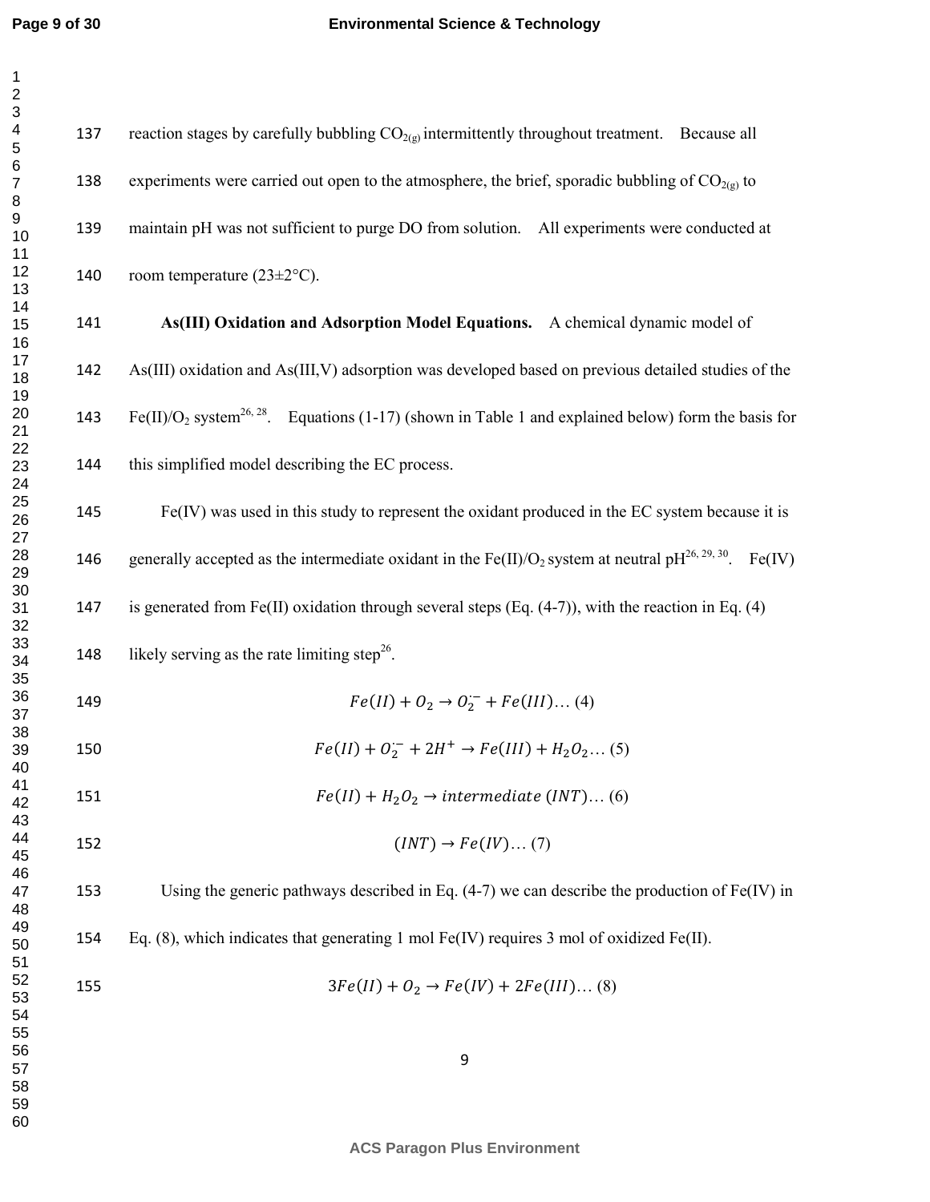reaction stages by carefully bubbling $CO_{2(g)}$ intermittently throughout treatment. Because all experiments were carried out open to the atmosphere, the brief, sporadic bubbling of $CO_{2(g)}$ to maintain pH was not sufficient to purge DO from solution. All experiments were conducted at room temperature (23±2°C).

**As(III) Oxidation and Adsorption Model Equations.** A chemical dynamic model of As(III) oxidation and As(III,V) adsorption was developed based on previous detailed studies of the Fe(II)/$O_2$ system[26, 28]. Equations (1-17) (shown in Table 1 and explained below) form the basis for this simplified model describing the EC process.

Fe(IV) was used in this study to represent the oxidant produced in the EC system because it is generally accepted as the intermediate oxidant in the Fe(II)/$O_2$ system at neutral pH[26, 29, 30]. Fe(IV) is generated from Fe(II) oxidation through several steps (Eq. (4-7)), with the reaction in Eq. (4) likely serving as the rate limiting step[26].

$$Fe(II) + O_2 \rightarrow O_2^{\cdot-} + Fe(III) \ldots (4)$$

$$Fe(II) + O_2^{\cdot-} + 2H^+ \rightarrow Fe(III) + H_2O_2 \ldots (5)$$

$$Fe(II) + H_2O_2 \rightarrow intermediate\ (INT) \ldots (6)$$

$$(INT) \rightarrow Fe(IV) \ldots (7)$$

Using the generic pathways described in Eq. (4-7) we can describe the production of Fe(IV) in Eq. (8), which indicates that generating 1 mol Fe(IV) requires 3 mol of oxidized Fe(II).

$$3Fe(II) + O_2 \rightarrow Fe(IV) + 2Fe(III) \ldots (8)$$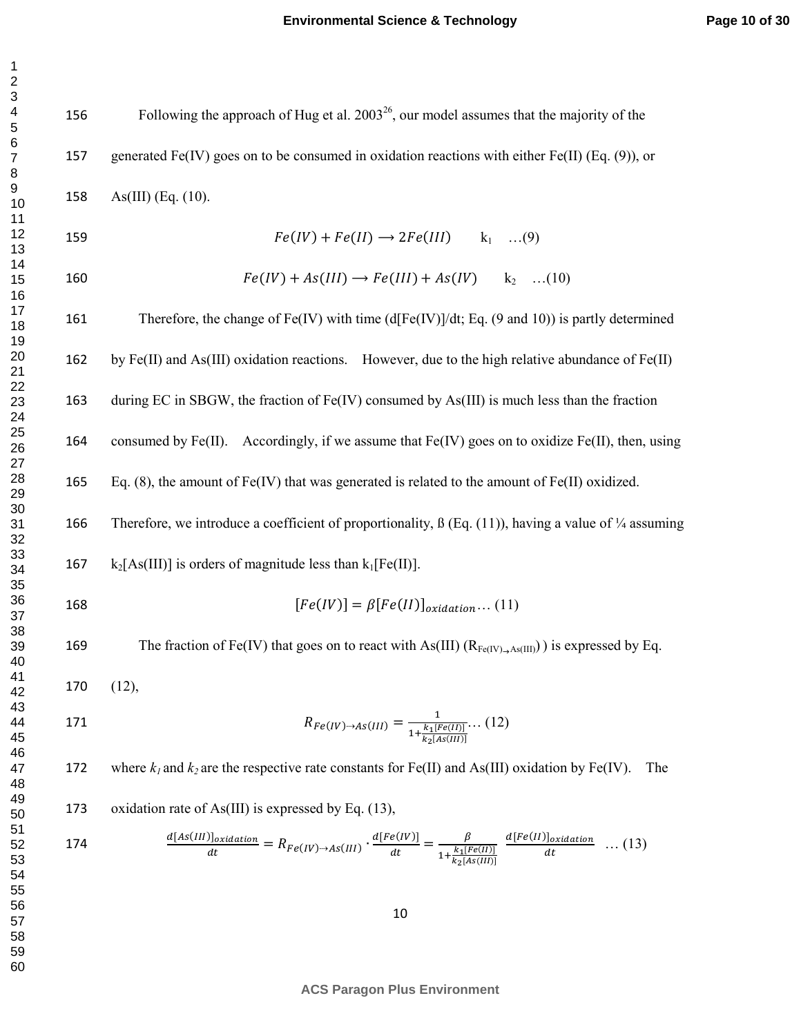Following the approach of Hug et al. 2003[26], our model assumes that the majority of the generated Fe(IV) goes on to be consumed in oxidation reactions with either Fe(II) (Eq. (9)), or As(III) (Eq. (10).

$$Fe(IV) + Fe(II) \longrightarrow 2Fe(III) \qquad k_1 \quad \ldots(9)$$

$$Fe(IV) + As(III) \longrightarrow Fe(III) + As(IV) \qquad k_2 \quad \ldots(10)$$

Therefore, the change of Fe(IV) with time (d[Fe(IV)]/dt; Eq. (9 and 10)) is partly determined by Fe(II) and As(III) oxidation reactions. However, due to the high relative abundance of Fe(II) during EC in SBGW, the fraction of Fe(IV) consumed by As(III) is much less than the fraction consumed by Fe(II). Accordingly, if we assume that Fe(IV) goes on to oxidize Fe(II), then, using Eq. (8), the amount of Fe(IV) that was generated is related to the amount of Fe(II) oxidized. Therefore, we introduce a coefficient of proportionality, ß (Eq. (11)), having a value of ¼ assuming $k_2[As(III)]$ is orders of magnitude less than $k_1[Fe(II)]$.

$$[Fe(IV)] = \beta[Fe(II)]_{oxidation} \ldots (11)$$

The fraction of Fe(IV) that goes on to react with As(III) ($R_{Fe(IV)\rightarrow As(III)}$) ) is expressed by Eq. (12),

$$R_{Fe(IV)\rightarrow As(III)} = \frac{1}{1+\frac{k_1[Fe(II)]}{k_2[As(III)]}} \ldots (12)$$

where $k_1$ and $k_2$ are the respective rate constants for Fe(II) and As(III) oxidation by Fe(IV). The oxidation rate of As(III) is expressed by Eq. (13),

$$\frac{d[As(III)]_{oxidation}}{dt} = R_{Fe(IV)\rightarrow As(III)} \cdot \frac{d[Fe(IV)]}{dt} = \frac{\beta}{1+\frac{k_1[Fe(II)]}{k_2[As(III)]}} \; \frac{d[Fe(II)]_{oxidation}}{dt} \quad \ldots (13)$$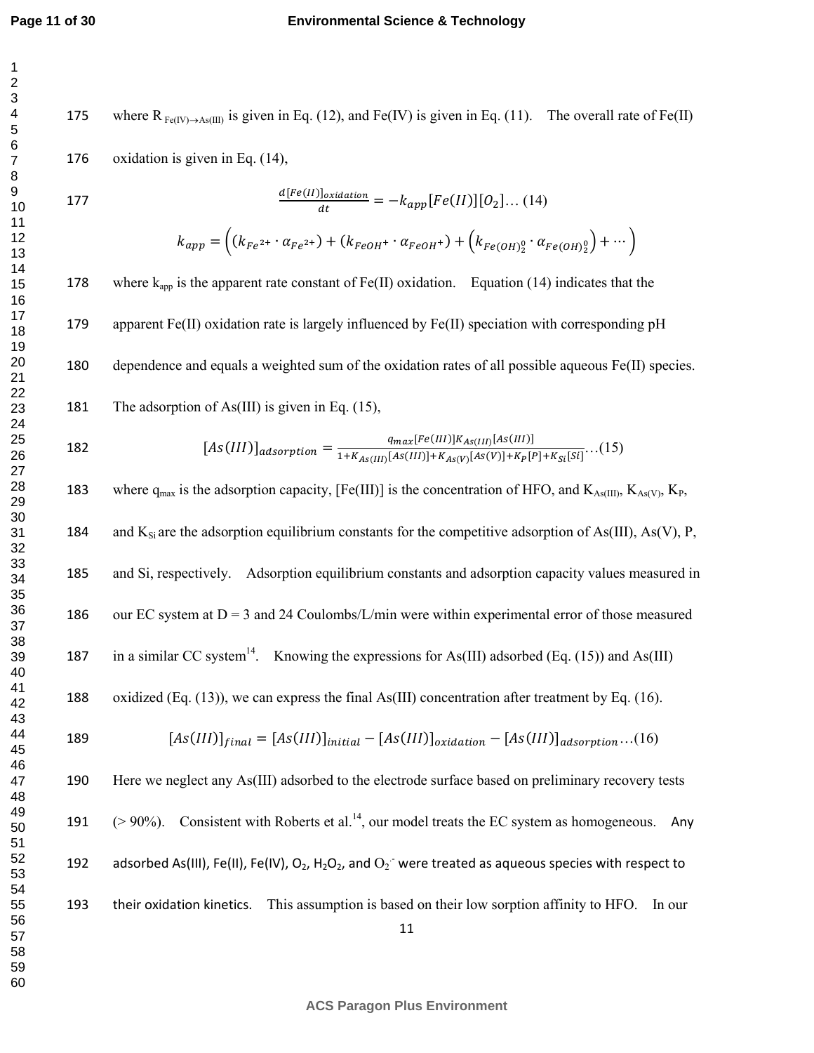where $R_{Fe(IV)\rightarrow As(III)}$ is given in Eq. (12), and Fe(IV) is given in Eq. (11). The overall rate of Fe(II) oxidation is given in Eq. (14),

$$\frac{d[Fe(II)]_{oxidation}}{dt} = -k_{app}[Fe(II)][O_2] \ldots (14)$$

$$k_{app} = \left( (k_{Fe^{2+}} \cdot \alpha_{Fe^{2+}}) + (k_{FeOH^{+}} \cdot \alpha_{FeOH^{+}}) + \left(k_{Fe(OH)_2^0} \cdot \alpha_{Fe(OH)_2^0}\right) + \cdots \right)$$

where $k_{app}$ is the apparent rate constant of Fe(II) oxidation. Equation (14) indicates that the apparent Fe(II) oxidation rate is largely influenced by Fe(II) speciation with corresponding pH dependence and equals a weighted sum of the oxidation rates of all possible aqueous Fe(II) species. The adsorption of As(III) is given in Eq. (15),

$$[As(III)]_{adsorption} = \frac{q_{max}[Fe(III)]K_{As(III)}[As(III)]}{1+K_{As(III)}[As(III)]+K_{As(V)}[As(V)]+K_P[P]+K_{Si}[Si]} \ldots (15)$$

where $q_{max}$ is the adsorption capacity, [Fe(III)] is the concentration of HFO, and $K_{As(III)}$, $K_{As(V)}$, $K_P$, and $K_{Si}$ are the adsorption equilibrium constants for the competitive adsorption of As(III), As(V), P, and Si, respectively. Adsorption equilibrium constants and adsorption capacity values measured in our EC system at D = 3 and 24 Coulombs/L/min were within experimental error of those measured in a similar CC system[14]. Knowing the expressions for As(III) adsorbed (Eq. (15)) and As(III) oxidized (Eq. (13)), we can express the final As(III) concentration after treatment by Eq. (16).

$$[As(III)]_{final} = [As(III)]_{initial} - [As(III)]_{oxidation} - [As(III)]_{adsorption} \ldots (16)$$

Here we neglect any As(III) adsorbed to the electrode surface based on preliminary recovery tests (> 90%). Consistent with Roberts et al.[14], our model treats the EC system as homogeneous. Any adsorbed As(III), Fe(II), Fe(IV), $O_2$, $H_2O_2$, and $O_2^{\cdot-}$ were treated as aqueous species with respect to their oxidation kinetics. This assumption is based on their low sorption affinity to HFO. In our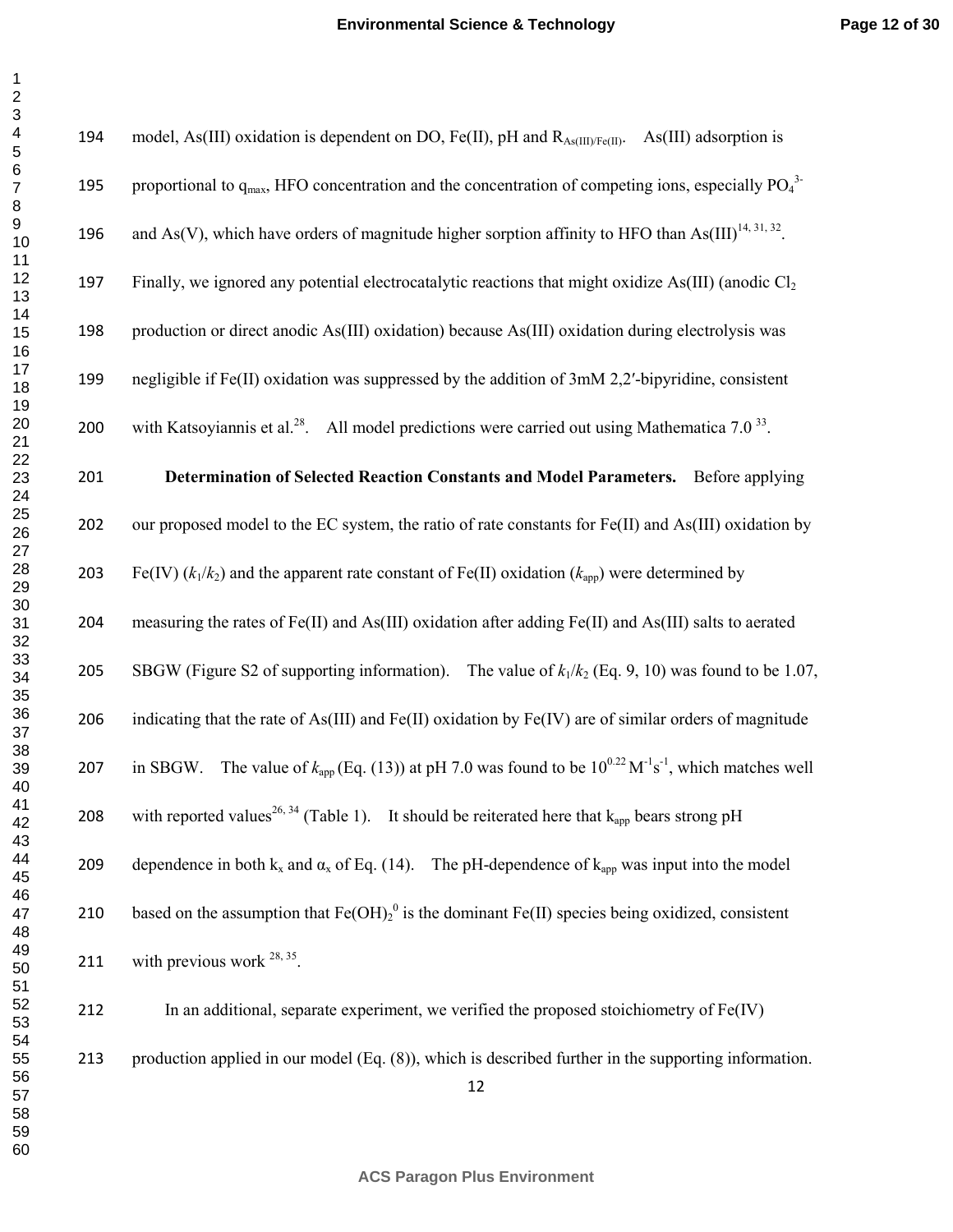model, As(III) oxidation is dependent on DO, Fe(II), pH and $R_{As(III)/Fe(II)}$. As(III) adsorption is proportional to $q_{max}$, HFO concentration and the concentration of competing ions, especially $PO_4^{3-}$ and As(V), which have orders of magnitude higher sorption affinity to HFO than As(III)[14, 31, 32]. Finally, we ignored any potential electrocatalytic reactions that might oxidize As(III) (anodic $Cl_2$ production or direct anodic As(III) oxidation) because As(III) oxidation during electrolysis was negligible if Fe(II) oxidation was suppressed by the addition of 3mM 2,2′-bipyridine, consistent with Katsoyiannis et al.[28]. All model predictions were carried out using Mathematica 7.0 [33].

**Determination of Selected Reaction Constants and Model Parameters.** Before applying our proposed model to the EC system, the ratio of rate constants for Fe(II) and As(III) oxidation by Fe(IV) ($k_1/k_2$) and the apparent rate constant of Fe(II) oxidation ($k_{app}$) were determined by measuring the rates of Fe(II) and As(III) oxidation after adding Fe(II) and As(III) salts to aerated SBGW (Figure S2 of supporting information). The value of $k_1/k_2$ (Eq. 9, 10) was found to be 1.07, indicating that the rate of As(III) and Fe(II) oxidation by Fe(IV) are of similar orders of magnitude in SBGW. The value of $k_{app}$ (Eq. (13)) at pH 7.0 was found to be $10^{0.22}$ $M^{-1}s^{-1}$, which matches well with reported values[26, 34] (Table 1). It should be reiterated here that $k_{app}$ bears strong pH dependence in both $k_x$ and $\alpha_x$ of Eq. (14). The pH-dependence of $k_{app}$ was input into the model based on the assumption that $Fe(OH)_2^0$ is the dominant Fe(II) species being oxidized, consistent with previous work [28, 35].

In an additional, separate experiment, we verified the proposed stoichiometry of Fe(IV) production applied in our model (Eq. (8)), which is described further in the supporting information.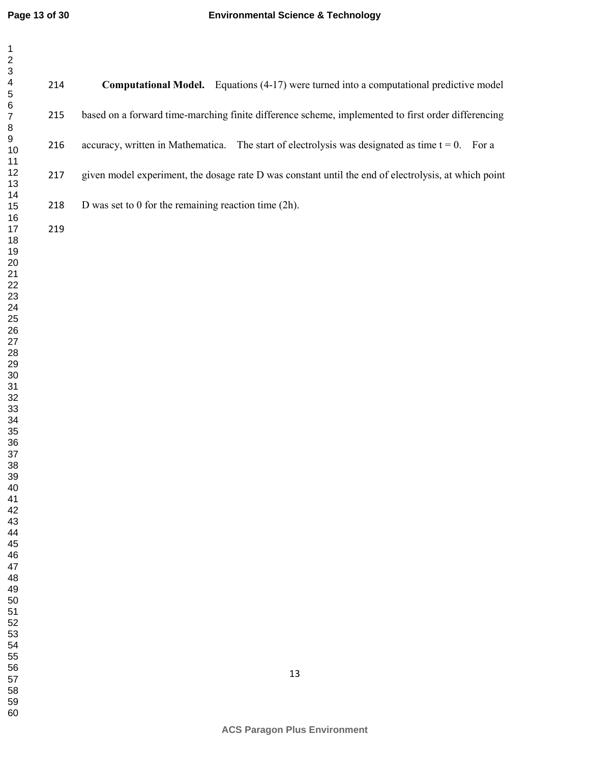**Computational Model.** Equations (4-17) were turned into a computational predictive model based on a forward time-marching finite difference scheme, implemented to first order differencing accuracy, written in Mathematica. The start of electrolysis was designated as time $t = 0$. For a given model experiment, the dosage rate D was constant until the end of electrolysis, at which point D was set to 0 for the remaining reaction time (2h).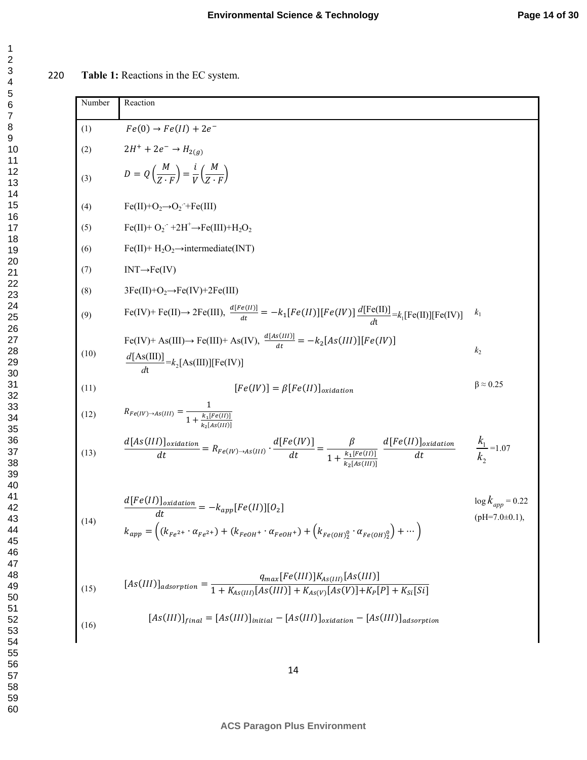**Table 1:** Reactions in the EC system.

| Number | Reaction | |
|---|---|---|
| (1) | $Fe(0) \rightarrow Fe(II) + 2e^-$ | |
| (2) | $2H^+ + 2e^- \rightarrow H_{2(g)}$ | |
| (3) | $D = Q\left(\frac{M}{Z \cdot F}\right) = \frac{i}{V}\left(\frac{M}{Z \cdot F}\right)$ | |
| (4) | $Fe(II) + O_2 \rightarrow O_2^{\cdot -} + Fe(III)$ | |
| (5) | $Fe(II) + O_2^{\cdot -} + 2H^+ \rightarrow Fe(III) + H_2O_2$ | |
| (6) | $Fe(II) + H_2O_2 \rightarrow$ intermediate(INT) | |
| (7) | INT$\rightarrow$Fe(IV) | |
| (8) | $3Fe(II) + O_2 \rightarrow Fe(IV) + 2Fe(III)$ | |
| (9) | Fe(IV)+ Fe(II)→ 2Fe(III), $\frac{d[Fe(II)]}{dt} = -k_1[Fe(II)][Fe(IV)]$ $\frac{d[\text{Fe(II)}]}{dt} = k_1[\text{Fe(II)}][\text{Fe(IV)}]$ | $k_1$ |
| (10) | Fe(IV)+ As(III)→ Fe(III)+ As(IV), $\frac{d[As(III)]}{dt} = -k_2[As(III)][Fe(IV)]$ $\frac{d[\text{As(III)}]}{dt} = k_2[\text{As(III)}][\text{Fe(IV)}]$ | $k_2$ |
| (11) | $[Fe(IV)] = \beta[Fe(II)]_{oxidation}$ | $\beta \approx 0.25$ |
| (12) | $R_{Fe(IV)\rightarrow As(III)} = \frac{1}{1 + \frac{k_1[Fe(II)]}{k_2[As(III)]}}$ | |
| (13) | $\frac{d[As(III)]_{oxidation}}{dt} = R_{Fe(IV)\rightarrow As(III)} \cdot \frac{d[Fe(IV)]}{dt} = \frac{\beta}{1 + \frac{k_1[Fe(II)]}{k_2[As(III)]}} \frac{d[Fe(II)]_{oxidation}}{dt}$ | $\frac{k_1}{k_2} = 1.07$ |
| (14) | $\frac{d[Fe(II)]_{oxidation}}{dt} = -k_{app}[Fe(II)][O_2]$ <br> $k_{app} = \left((k_{Fe^{2+}} \cdot \alpha_{Fe^{2+}}) + (k_{FeOH^+} \cdot \alpha_{FeOH^+}) + \left(k_{Fe(OH)_2^0} \cdot \alpha_{Fe(OH)_2^0}\right) + \cdots\right)$ | $\log k_{app} = 0.22$ (pH=7.0±0.1), |
| (15) | $[As(III)]_{adsorption} = \frac{q_{max}[Fe(III)]K_{As(III)}[As(III)]}{1 + K_{As(III)}[As(III)] + K_{As(V)}[As(V)] + K_P[P] + K_{Si}[Si]}$ | |
| (16) | $[As(III)]_{final} = [As(III)]_{initial} - [As(III)]_{oxidation} - [As(III)]_{adsorption}$ | |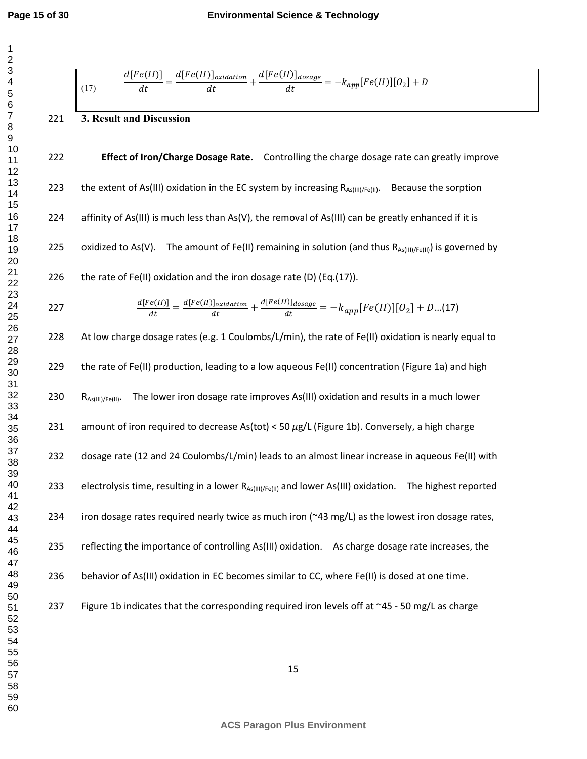$$\frac{d[Fe(II)]}{dt} = \frac{d[Fe(II)]_{oxidation}}{dt} + \frac{d[Fe(II)]_{dosage}}{dt} = -k_{app}[Fe(II)][O_2] + D \quad (17)$$

## 3. Result and Discussion

**Effect of Iron/Charge Dosage Rate.** Controlling the charge dosage rate can greatly improve the extent of As(III) oxidation in the EC system by increasing $R_{As(III)/Fe(II)}$. Because the sorption affinity of As(III) is much less than As(V), the removal of As(III) can be greatly enhanced if it is oxidized to As(V). The amount of Fe(II) remaining in solution (and thus $R_{As(III)/Fe(II)}$) is governed by the rate of Fe(II) oxidation and the iron dosage rate (D) (Eq.(17)).

$$\frac{d[Fe(II)]}{dt} = \frac{d[Fe(II)]_{oxidation}}{dt} + \frac{d[Fe(II)]_{dosage}}{dt} = -k_{app}[Fe(II)][O_2] + D \text{...(17)}$$

At low charge dosage rates (e.g. 1 Coulombs/L/min), the rate of Fe(II) oxidation is nearly equal to the rate of Fe(II) production, leading to a low aqueous Fe(II) concentration (Figure 1a) and high $R_{As(III)/Fe(II)}$. The lower iron dosage rate improves As(III) oxidation and results in a much lower amount of iron required to decrease As(tot) < 50 $\mu$g/L (Figure 1b). Conversely, a high charge dosage rate (12 and 24 Coulombs/L/min) leads to an almost linear increase in aqueous Fe(II) with electrolysis time, resulting in a lower $R_{As(III)/Fe(II)}$ and lower As(III) oxidation. The highest reported iron dosage rates required nearly twice as much iron (~43 mg/L) as the lowest iron dosage rates, reflecting the importance of controlling As(III) oxidation. As charge dosage rate increases, the behavior of As(III) oxidation in EC becomes similar to CC, where Fe(II) is dosed at one time. Figure 1b indicates that the corresponding required iron levels off at ~45 - 50 mg/L as charge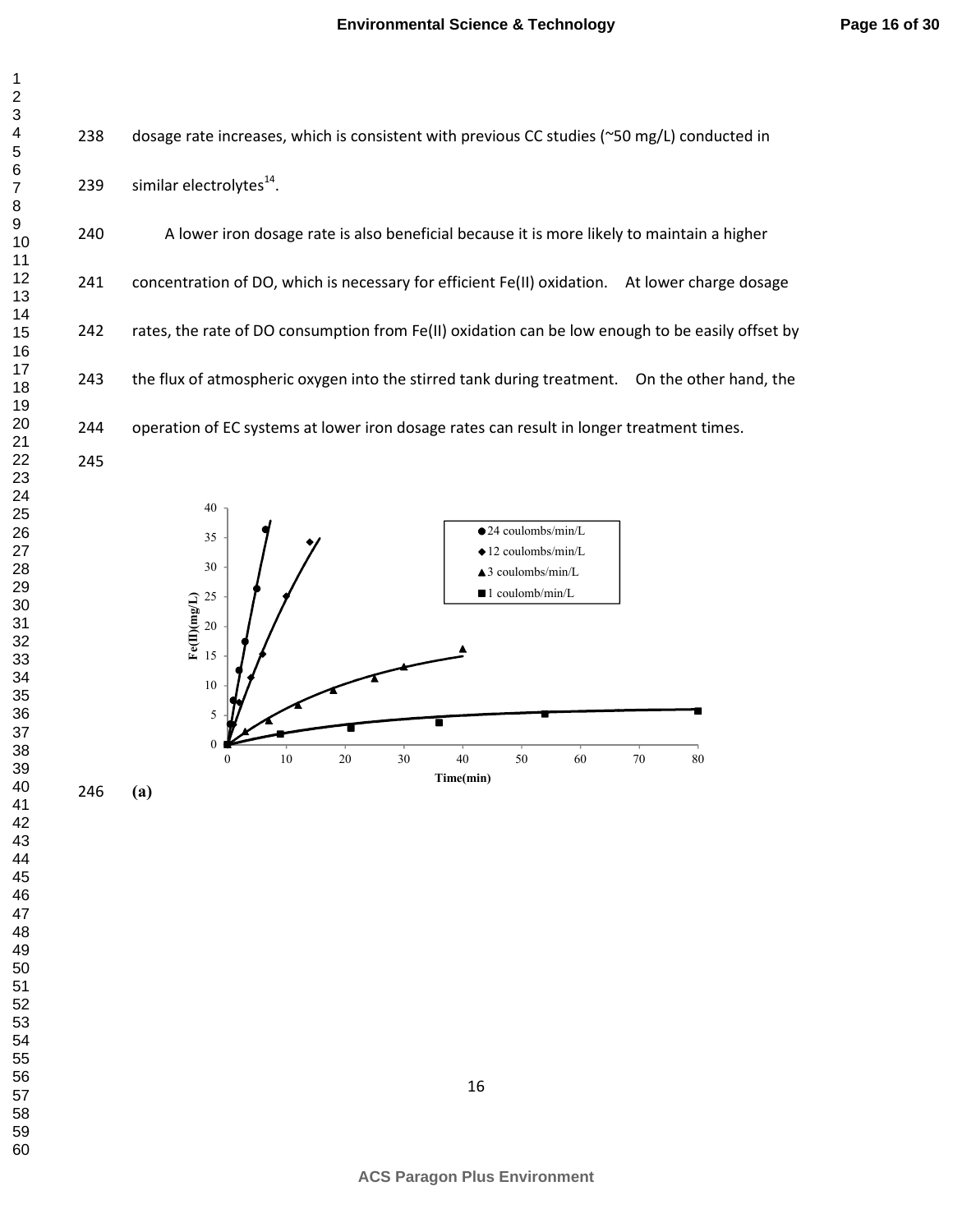dosage rate increases, which is consistent with previous CC studies (~50 mg/L) conducted in similar electrolytes[14].

A lower iron dosage rate is also beneficial because it is more likely to maintain a higher concentration of DO, which is necessary for efficient Fe(II) oxidation. At lower charge dosage rates, the rate of DO consumption from Fe(II) oxidation can be low enough to be easily offset by the flux of atmospheric oxygen into the stirred tank during treatment. On the other hand, the operation of EC systems at lower iron dosage rates can result in longer treatment times.

**(a)**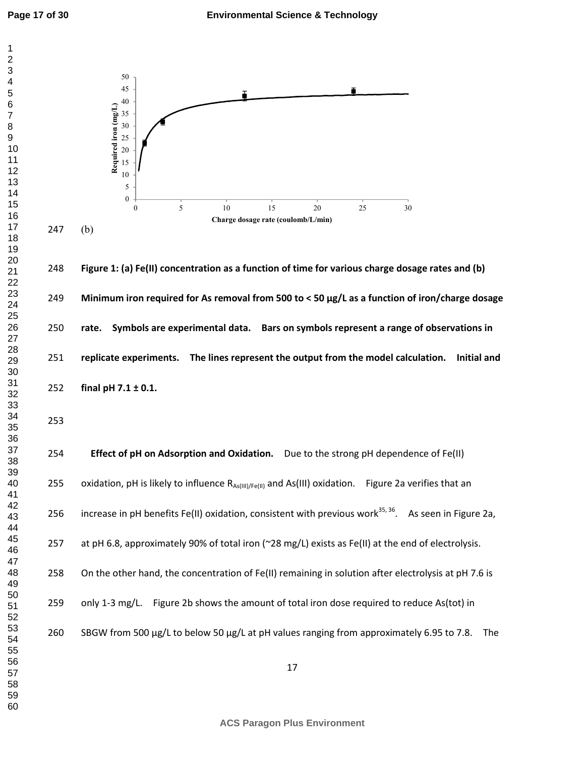(b)

**Figure 1: (a) Fe(II) concentration as a function of time for various charge dosage rates and (b) Minimum iron required for As removal from 500 to < 50 µg/L as a function of iron/charge dosage rate. Symbols are experimental data. Bars on symbols represent a range of observations in replicate experiments. The lines represent the output from the model calculation. Initial and final pH 7.1 ± 0.1.**

**Effect of pH on Adsorption and Oxidation.** Due to the strong pH dependence of Fe(II) oxidation, pH is likely to influence $R_{As(III)/Fe(II)}$ and As(III) oxidation. Figure 2a verifies that an increase in pH benefits Fe(II) oxidation, consistent with previous work[35, 36]. As seen in Figure 2a, at pH 6.8, approximately 90% of total iron (~28 mg/L) exists as Fe(II) at the end of electrolysis. On the other hand, the concentration of Fe(II) remaining in solution after electrolysis at pH 7.6 is only 1-3 mg/L. Figure 2b shows the amount of total iron dose required to reduce As(tot) in SBGW from 500 µg/L to below 50 µg/L at pH values ranging from approximately 6.95 to 7.8. The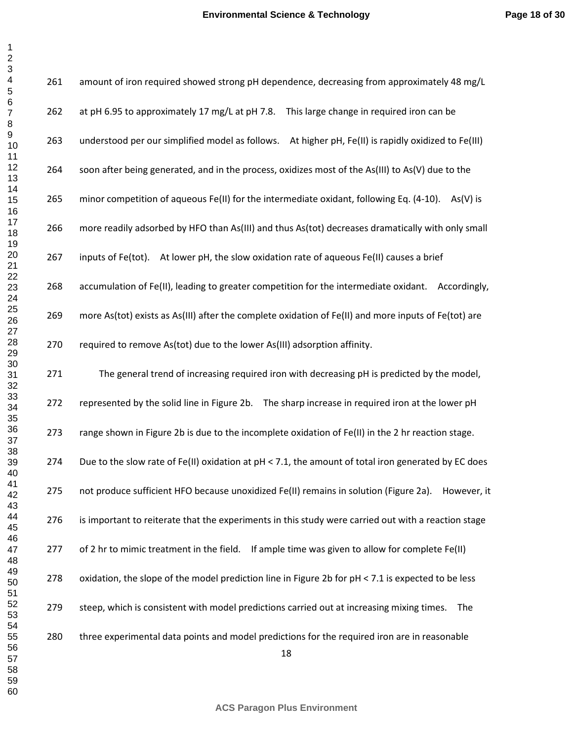amount of iron required showed strong pH dependence, decreasing from approximately 48 mg/L at pH 6.95 to approximately 17 mg/L at pH 7.8. This large change in required iron can be understood per our simplified model as follows. At higher pH, Fe(II) is rapidly oxidized to Fe(III) soon after being generated, and in the process, oxidizes most of the As(III) to As(V) due to the minor competition of aqueous Fe(II) for the intermediate oxidant, following Eq. (4-10). As(V) is more readily adsorbed by HFO than As(III) and thus As(tot) decreases dramatically with only small inputs of Fe(tot). At lower pH, the slow oxidation rate of aqueous Fe(II) causes a brief accumulation of Fe(II), leading to greater competition for the intermediate oxidant. Accordingly, more As(tot) exists as As(III) after the complete oxidation of Fe(II) and more inputs of Fe(tot) are required to remove As(tot) due to the lower As(III) adsorption affinity.

The general trend of increasing required iron with decreasing pH is predicted by the model, represented by the solid line in Figure 2b. The sharp increase in required iron at the lower pH range shown in Figure 2b is due to the incomplete oxidation of Fe(II) in the 2 hr reaction stage. Due to the slow rate of Fe(II) oxidation at pH < 7.1, the amount of total iron generated by EC does not produce sufficient HFO because unoxidized Fe(II) remains in solution (Figure 2a). However, it is important to reiterate that the experiments in this study were carried out with a reaction stage of 2 hr to mimic treatment in the field. If ample time was given to allow for complete Fe(II) oxidation, the slope of the model prediction line in Figure 2b for pH < 7.1 is expected to be less steep, which is consistent with model predictions carried out at increasing mixing times. The three experimental data points and model predictions for the required iron are in reasonable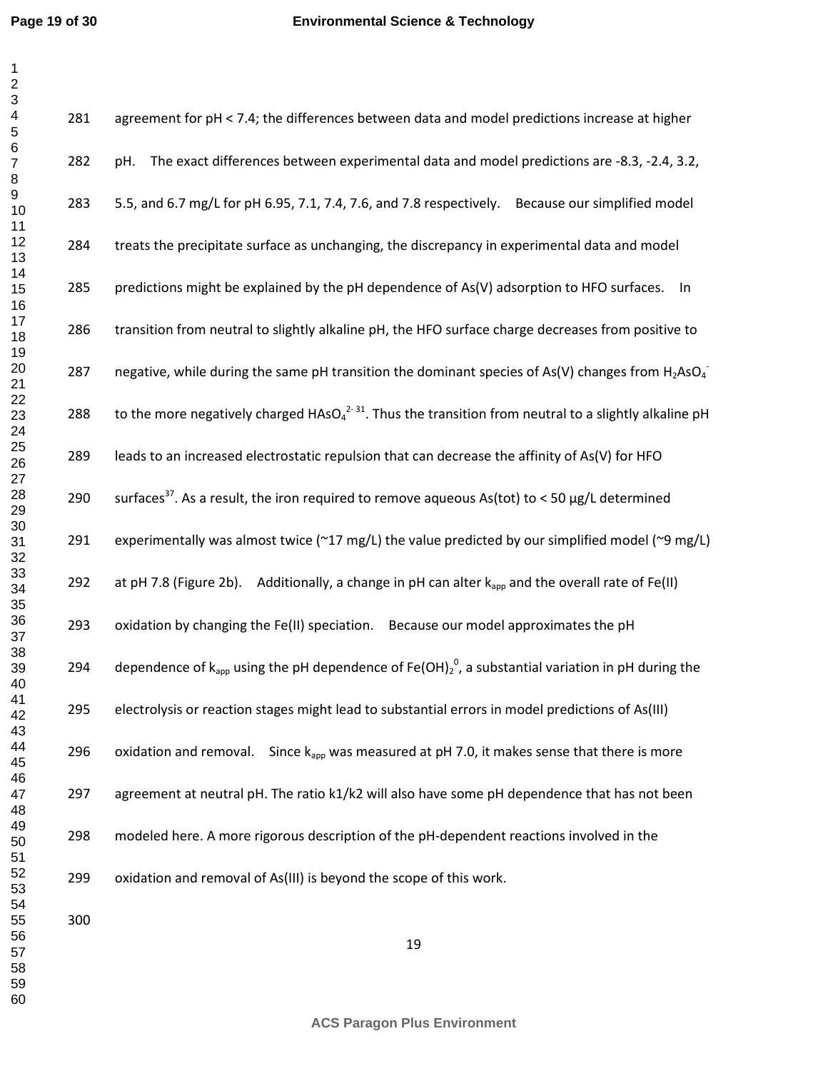agreement for pH < 7.4; the differences between data and model predictions increase at higher pH. The exact differences between experimental data and model predictions are -8.3, -2.4, 3.2, 5.5, and 6.7 mg/L for pH 6.95, 7.1, 7.4, 7.6, and 7.8 respectively. Because our simplified model treats the precipitate surface as unchanging, the discrepancy in experimental data and model predictions might be explained by the pH dependence of As(V) adsorption to HFO surfaces. In transition from neutral to slightly alkaline pH, the HFO surface charge decreases from positive to negative, while during the same pH transition the dominant species of As(V) changes from $H_2AsO_4^-$ to the more negatively charged $HAsO_4^{2-}$[31]. Thus the transition from neutral to a slightly alkaline pH leads to an increased electrostatic repulsion that can decrease the affinity of As(V) for HFO surfaces[37]. As a result, the iron required to remove aqueous As(tot) to < 50 μg/L determined experimentally was almost twice (~17 mg/L) the value predicted by our simplified model (~9 mg/L) at pH 7.8 (Figure 2b). Additionally, a change in pH can alter $k_{app}$ and the overall rate of Fe(II) oxidation by changing the Fe(II) speciation. Because our model approximates the pH dependence of $k_{app}$ using the pH dependence of $Fe(OH)_2^0$, a substantial variation in pH during the electrolysis or reaction stages might lead to substantial errors in model predictions of As(III) oxidation and removal. Since $k_{app}$ was measured at pH 7.0, it makes sense that there is more agreement at neutral pH. The ratio k1/k2 will also have some pH dependence that has not been modeled here. A more rigorous description of the pH-dependent reactions involved in the oxidation and removal of As(III) is beyond the scope of this work.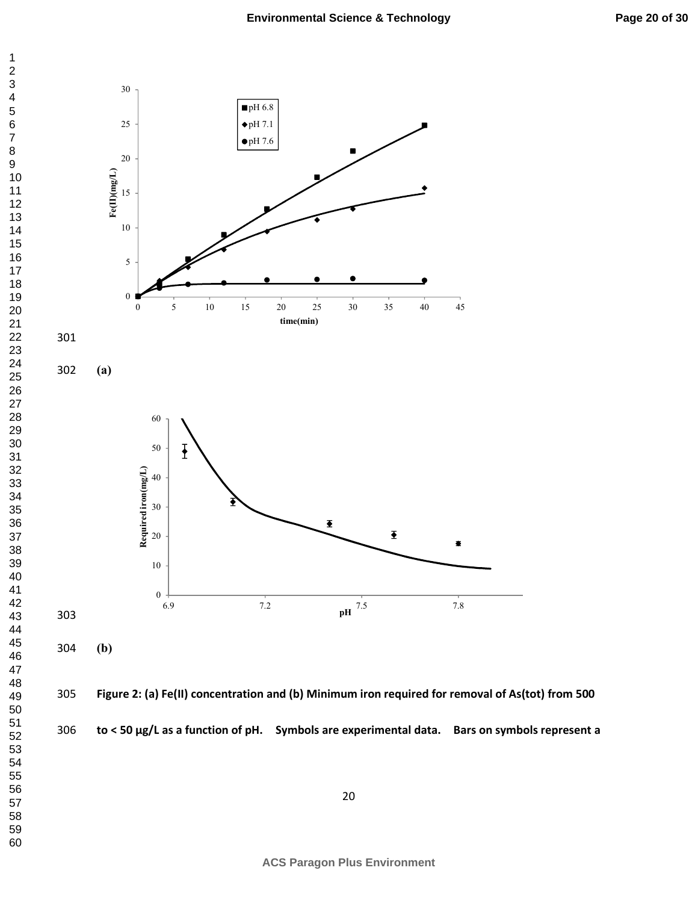(a)

(b)

**Figure 2: (a) Fe(II) concentration and (b) Minimum iron required for removal of As(tot) from 500 to < 50 µg/L as a function of pH. Symbols are experimental data. Bars on symbols represent a**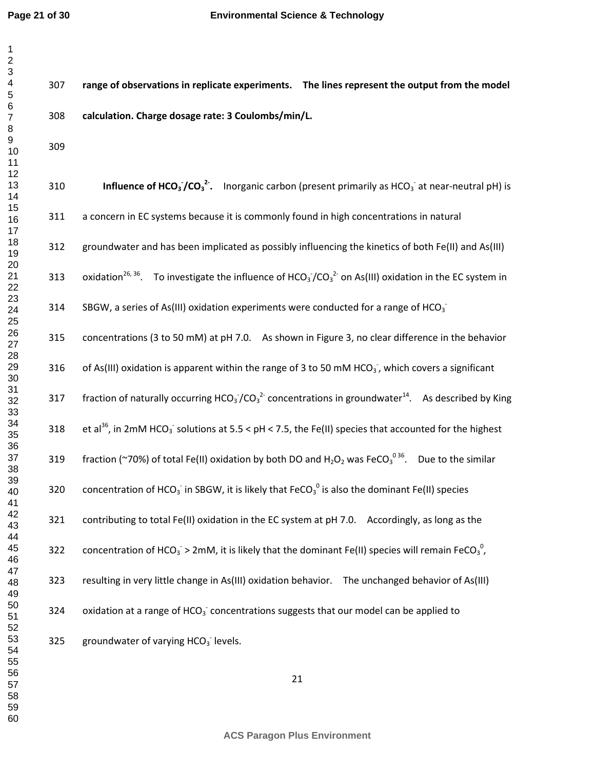**range of observations in replicate experiments. The lines represent the output from the model calculation. Charge dosage rate: 3 Coulombs/min/L.**

**Influence of $HCO_3^-/CO_3^{2-}$.** Inorganic carbon (present primarily as $HCO_3^-$ at near-neutral pH) is a concern in EC systems because it is commonly found in high concentrations in natural groundwater and has been implicated as possibly influencing the kinetics of both Fe(II) and As(III) oxidation[26, 36]. To investigate the influence of $HCO_3^-/CO_3^{2-}$ on As(III) oxidation in the EC system in SBGW, a series of As(III) oxidation experiments were conducted for a range of $HCO_3^-$ concentrations (3 to 50 mM) at pH 7.0. As shown in Figure 3, no clear difference in the behavior of As(III) oxidation is apparent within the range of 3 to 50 mM $HCO_3^-$, which covers a significant fraction of naturally occurring $HCO_3^-/CO_3^{2-}$ concentrations in groundwater[14]. As described by King et al[36], in 2mM $HCO_3^-$ solutions at 5.5 < pH < 7.5, the Fe(II) species that accounted for the highest fraction (~70%) of total Fe(II) oxidation by both DO and $H_2O_2$ was $FeCO_3^0$[36]. Due to the similar concentration of $HCO_3^-$ in SBGW, it is likely that $FeCO_3^0$ is also the dominant Fe(II) species contributing to total Fe(II) oxidation in the EC system at pH 7.0. Accordingly, as long as the concentration of $HCO_3^-$ > 2mM, it is likely that the dominant Fe(II) species will remain $FeCO_3^0$, resulting in very little change in As(III) oxidation behavior. The unchanged behavior of As(III) oxidation at a range of $HCO_3^-$ concentrations suggests that our model can be applied to groundwater of varying $HCO_3^-$ levels.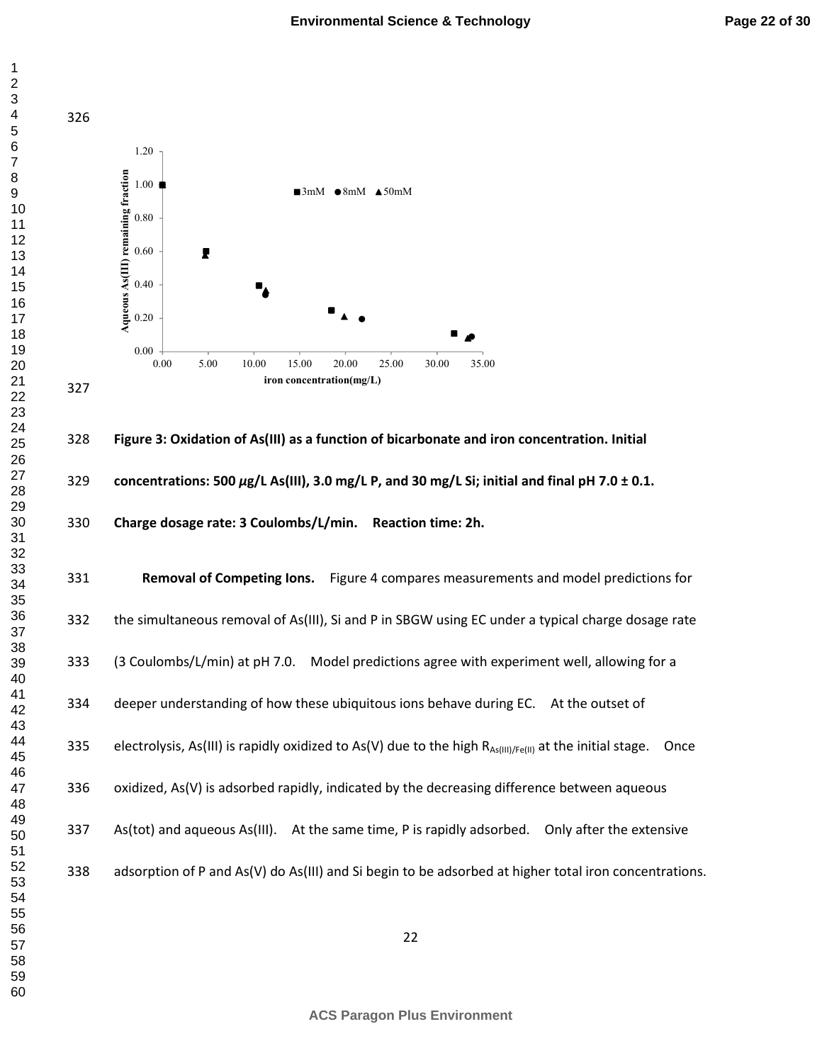**Figure 3: Oxidation of As(III) as a function of bicarbonate and iron concentration. Initial concentrations: 500 $\mu$g/L As(III), 3.0 mg/L P, and 30 mg/L Si; initial and final pH 7.0 ± 0.1. Charge dosage rate: 3 Coulombs/L/min. Reaction time: 2h.**

**Removal of Competing Ions.** Figure 4 compares measurements and model predictions for the simultaneous removal of As(III), Si and P in SBGW using EC under a typical charge dosage rate (3 Coulombs/L/min) at pH 7.0. Model predictions agree with experiment well, allowing for a deeper understanding of how these ubiquitous ions behave during EC. At the outset of electrolysis, As(III) is rapidly oxidized to As(V) due to the high $R_{As(III)/Fe(II)}$ at the initial stage. Once oxidized, As(V) is adsorbed rapidly, indicated by the decreasing difference between aqueous As(tot) and aqueous As(III). At the same time, P is rapidly adsorbed. Only after the extensive adsorption of P and As(V) do As(III) and Si begin to be adsorbed at higher total iron concentrations.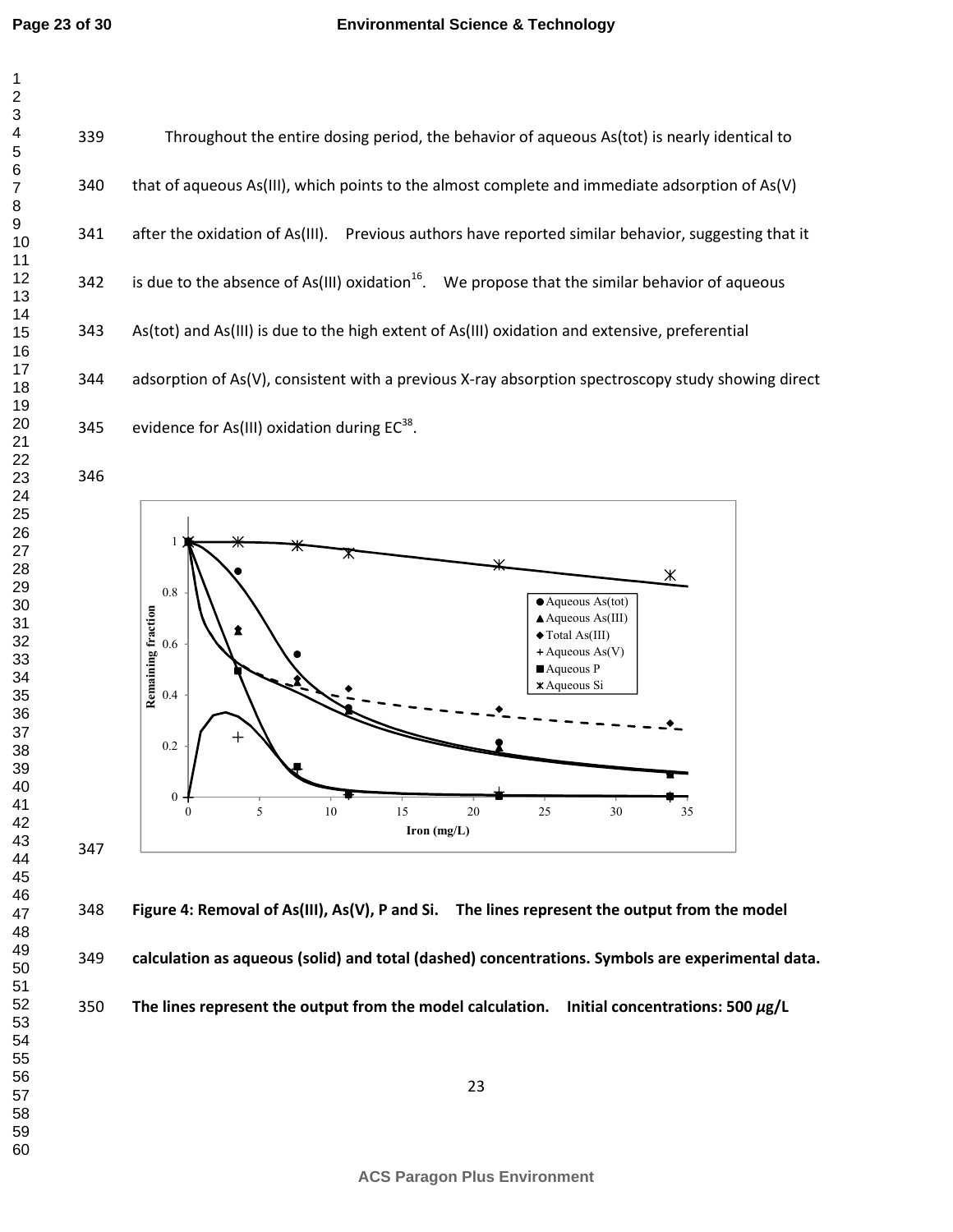Throughout the entire dosing period, the behavior of aqueous As(tot) is nearly identical to that of aqueous As(III), which points to the almost complete and immediate adsorption of As(V) after the oxidation of As(III). Previous authors have reported similar behavior, suggesting that it is due to the absence of As(III) oxidation[16]. We propose that the similar behavior of aqueous As(tot) and As(III) is due to the high extent of As(III) oxidation and extensive, preferential adsorption of As(V), consistent with a previous X-ray absorption spectroscopy study showing direct evidence for As(III) oxidation during EC[38].

**Figure 4: Removal of As(III), As(V), P and Si. The lines represent the output from the model calculation as aqueous (solid) and total (dashed) concentrations. Symbols are experimental data. The lines represent the output from the model calculation. Initial concentrations: 500 $\mu$g/L**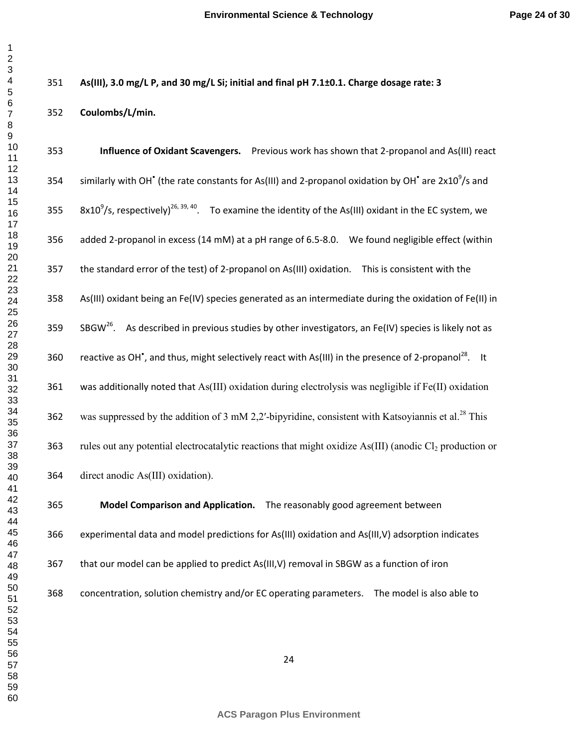**As(III), 3.0 mg/L P, and 30 mg/L Si; initial and final pH 7.1±0.1. Charge dosage rate: 3 Coulombs/L/min.**

**Influence of Oxidant Scavengers.** Previous work has shown that 2-propanol and As(III) react similarly with $OH^{\bullet}$ (the rate constants for As(III) and 2-propanol oxidation by $OH^{\bullet}$ are $2x10^9$/s and $8x10^9$/s, respectively)[26, 39, 40]. To examine the identity of the As(III) oxidant in the EC system, we added 2-propanol in excess (14 mM) at a pH range of 6.5-8.0. We found negligible effect (within the standard error of the test) of 2-propanol on As(III) oxidation. This is consistent with the As(III) oxidant being an Fe(IV) species generated as an intermediate during the oxidation of Fe(II) in SBGW[26]. As described in previous studies by other investigators, an Fe(IV) species is likely not as reactive as $OH^{\bullet}$, and thus, might selectively react with As(III) in the presence of 2-propanol[28]. It was additionally noted that As(III) oxidation during electrolysis was negligible if Fe(II) oxidation was suppressed by the addition of 3 mM 2,2′-bipyridine, consistent with Katsoyiannis et al.[28] This rules out any potential electrocatalytic reactions that might oxidize As(III) (anodic $Cl_2$ production or direct anodic As(III) oxidation).

**Model Comparison and Application.** The reasonably good agreement between experimental data and model predictions for As(III) oxidation and As(III,V) adsorption indicates that our model can be applied to predict As(III,V) removal in SBGW as a function of iron concentration, solution chemistry and/or EC operating parameters. The model is also able to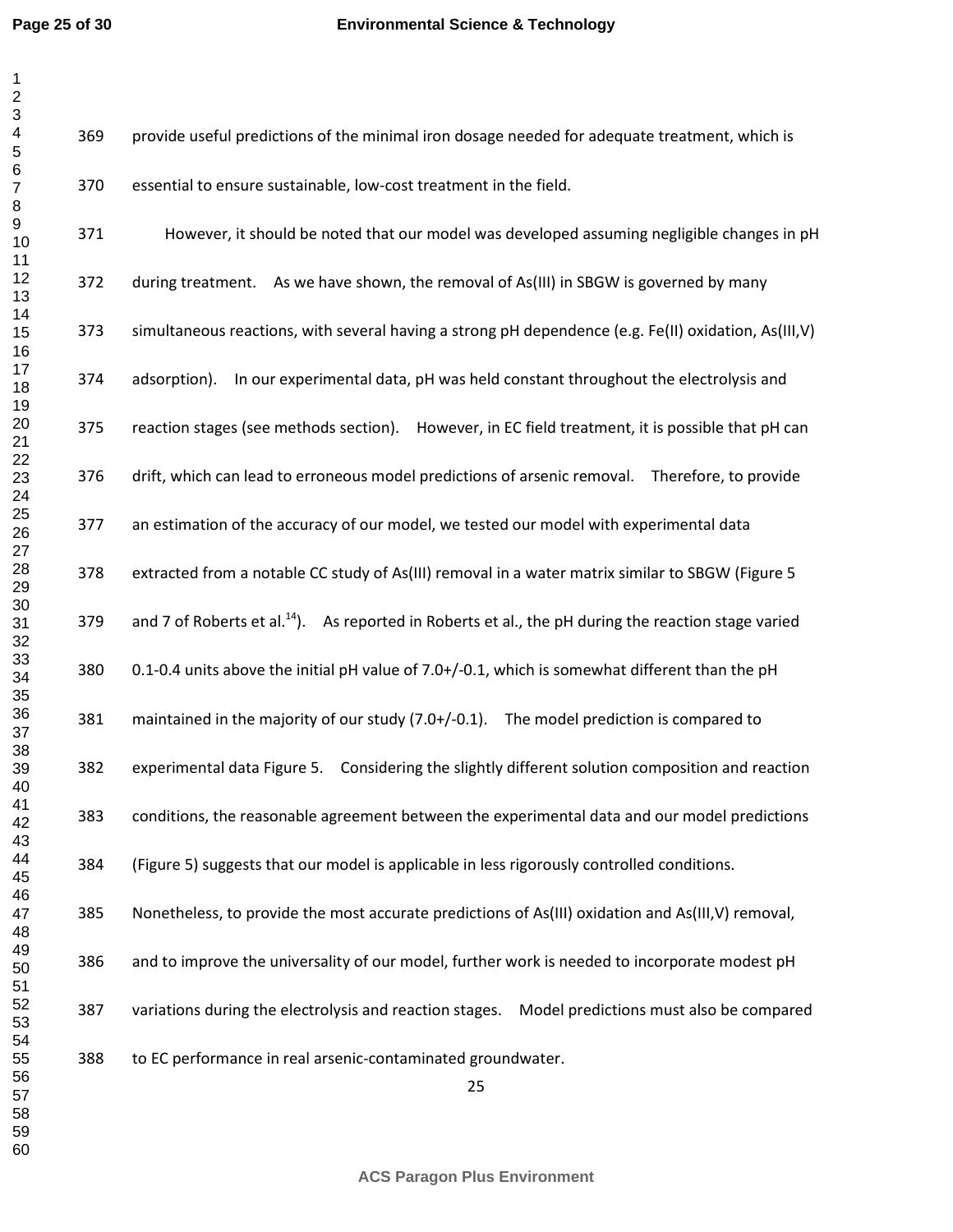provide useful predictions of the minimal iron dosage needed for adequate treatment, which is essential to ensure sustainable, low-cost treatment in the field.

However, it should be noted that our model was developed assuming negligible changes in pH during treatment. As we have shown, the removal of As(III) in SBGW is governed by many simultaneous reactions, with several having a strong pH dependence (e.g. Fe(II) oxidation, As(III,V) adsorption). In our experimental data, pH was held constant throughout the electrolysis and reaction stages (see methods section). However, in EC field treatment, it is possible that pH can drift, which can lead to erroneous model predictions of arsenic removal. Therefore, to provide an estimation of the accuracy of our model, we tested our model with experimental data extracted from a notable CC study of As(III) removal in a water matrix similar to SBGW (Figure 5 and 7 of Roberts et al.[14]). As reported in Roberts et al., the pH during the reaction stage varied 0.1-0.4 units above the initial pH value of 7.0+/-0.1, which is somewhat different than the pH maintained in the majority of our study (7.0+/-0.1). The model prediction is compared to experimental data Figure 5. Considering the slightly different solution composition and reaction conditions, the reasonable agreement between the experimental data and our model predictions (Figure 5) suggests that our model is applicable in less rigorously controlled conditions. Nonetheless, to provide the most accurate predictions of As(III) oxidation and As(III,V) removal, and to improve the universality of our model, further work is needed to incorporate modest pH variations during the electrolysis and reaction stages. Model predictions must also be compared to EC performance in real arsenic-contaminated groundwater.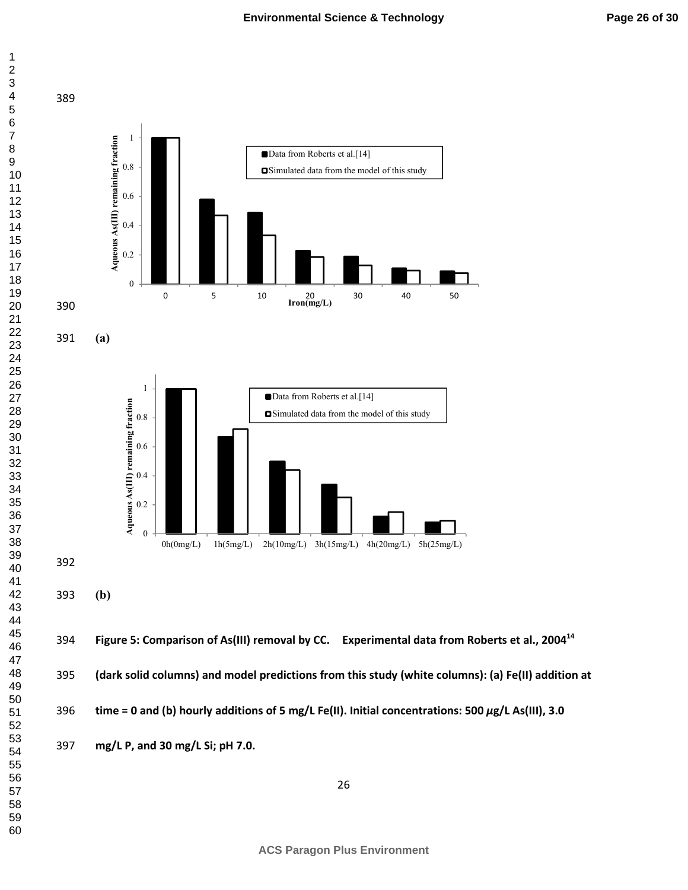(a)

(b)

**Figure 5: Comparison of As(III) removal by CC. Experimental data from Roberts et al., 2004[14] (dark solid columns) and model predictions from this study (white columns): (a) Fe(II) addition at time = 0 and (b) hourly additions of 5 mg/L Fe(II). Initial concentrations: 500 $\mu$g/L As(III), 3.0 mg/L P, and 30 mg/L Si; pH 7.0.**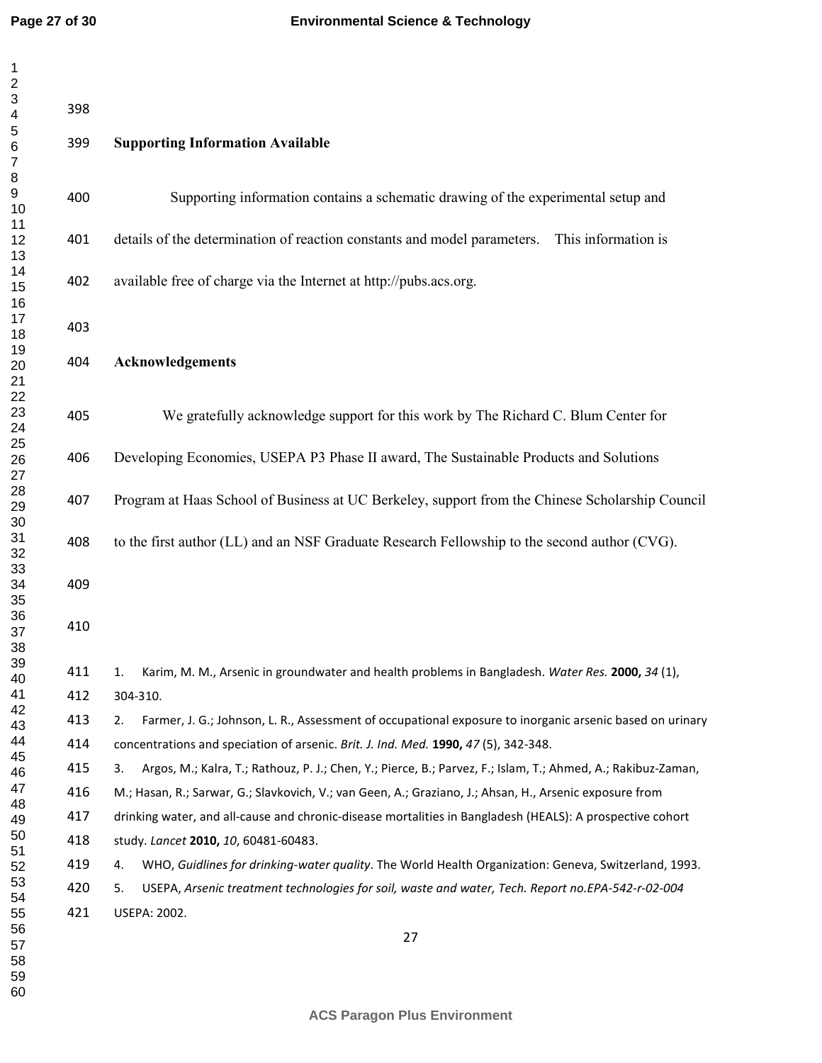## Supporting Information Available

Supporting information contains a schematic drawing of the experimental setup and details of the determination of reaction constants and model parameters. This information is available free of charge via the Internet at http://pubs.acs.org.

## Acknowledgements

We gratefully acknowledge support for this work by The Richard C. Blum Center for Developing Economies, USEPA P3 Phase II award, The Sustainable Products and Solutions Program at Haas School of Business at UC Berkeley, support from the Chinese Scholarship Council to the first author (LL) and an NSF Graduate Research Fellowship to the second author (CVG).

1. Karim, M. M., Arsenic in groundwater and health problems in Bangladesh. *Water Res.* **2000,** *34* (1), 304-310.
2. Farmer, J. G.; Johnson, L. R., Assessment of occupational exposure to inorganic arsenic based on urinary concentrations and speciation of arsenic. *Brit. J. Ind. Med.* **1990,** *47* (5), 342-348.
3. Argos, M.; Kalra, T.; Rathouz, P. J.; Chen, Y.; Pierce, B.; Parvez, F.; Islam, T.; Ahmed, A.; Rakibuz-Zaman, M.; Hasan, R.; Sarwar, G.; Slavkovich, V.; van Geen, A.; Graziano, J.; Ahsan, H., Arsenic exposure from drinking water, and all-cause and chronic-disease mortalities in Bangladesh (HEALS): A prospective cohort study. *Lancet* **2010,** *10*, 60481-60483.
4. WHO, *Guidlines for drinking-water quality*. The World Health Organization: Geneva, Switzerland, 1993.
5. USEPA, *Arsenic treatment technologies for soil, waste and water, Tech. Report no.EPA-542-r-02-004* USEPA: 2002.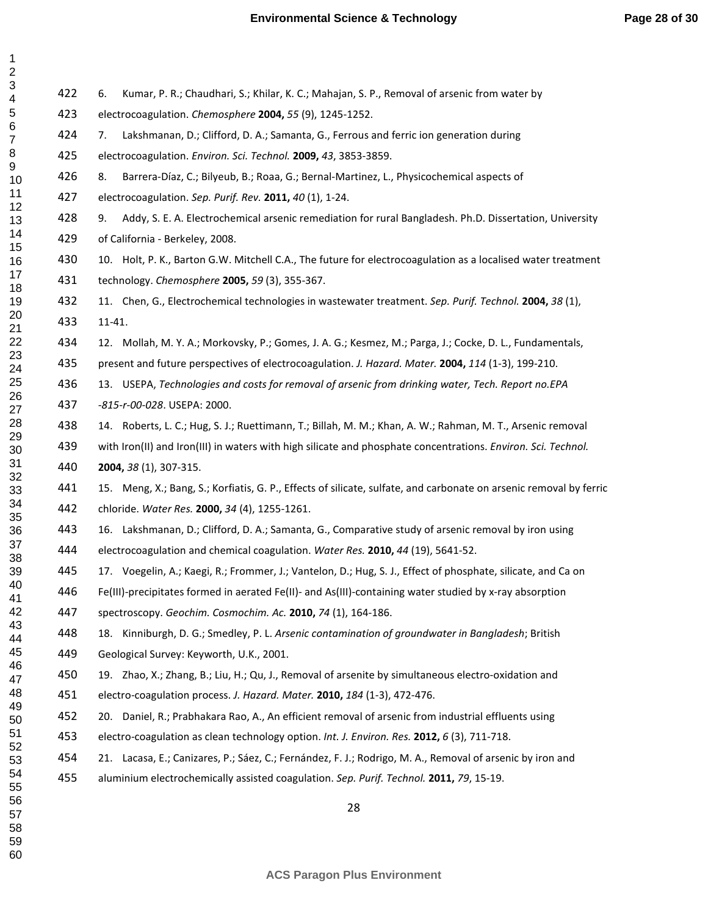6. Kumar, P. R.; Chaudhari, S.; Khilar, K. C.; Mahajan, S. P., Removal of arsenic from water by electrocoagulation. *Chemosphere* **2004,** *55* (9), 1245-1252.

7. Lakshmanan, D.; Clifford, D. A.; Samanta, G., Ferrous and ferric ion generation during electrocoagulation. *Environ. Sci. Technol.* **2009,** *43*, 3853-3859.

8. Barrera-Díaz, C.; Bilyeub, B.; Roaa, G.; Bernal-Martinez, L., Physicochemical aspects of electrocoagulation. *Sep. Purif. Rev.* **2011,** *40* (1), 1-24.

9. Addy, S. E. A. Electrochemical arsenic remediation for rural Bangladesh. Ph.D. Dissertation, University of California - Berkeley, 2008.

10. Holt, P. K., Barton G.W. Mitchell C.A., The future for electrocoagulation as a localised water treatment technology. *Chemosphere* **2005,** *59* (3), 355-367.

11. Chen, G., Electrochemical technologies in wastewater treatment. *Sep. Purif. Technol.* **2004,** *38* (1), 11-41.

12. Mollah, M. Y. A.; Morkovsky, P.; Gomes, J. A. G.; Kesmez, M.; Parga, J.; Cocke, D. L., Fundamentals, present and future perspectives of electrocoagulation. *J. Hazard. Mater.* **2004,** *114* (1-3), 199-210.

13. USEPA, *Technologies and costs for removal of arsenic from drinking water, Tech. Report no.EPA -815-r-00-028*. USEPA: 2000.

14. Roberts, L. C.; Hug, S. J.; Ruettimann, T.; Billah, M. M.; Khan, A. W.; Rahman, M. T., Arsenic removal with Iron(II) and Iron(III) in waters with high silicate and phosphate concentrations. *Environ. Sci. Technol.* **2004,** *38* (1), 307-315.

15. Meng, X.; Bang, S.; Korfiatis, G. P., Effects of silicate, sulfate, and carbonate on arsenic removal by ferric chloride. *Water Res.* **2000,** *34* (4), 1255-1261.

16. Lakshmanan, D.; Clifford, D. A.; Samanta, G., Comparative study of arsenic removal by iron using electrocoagulation and chemical coagulation. *Water Res.* **2010,** *44* (19), 5641-52.

17. Voegelin, A.; Kaegi, R.; Frommer, J.; Vantelon, D.; Hug, S. J., Effect of phosphate, silicate, and Ca on Fe(III)-precipitates formed in aerated Fe(II)- and As(III)-containing water studied by x-ray absorption spectroscopy. *Geochim. Cosmochim. Ac.* **2010,** *74* (1), 164-186.

18. Kinniburgh, D. G.; Smedley, P. L. *Arsenic contamination of groundwater in Bangladesh*; British Geological Survey: Keyworth, U.K., 2001.

19. Zhao, X.; Zhang, B.; Liu, H.; Qu, J., Removal of arsenite by simultaneous electro-oxidation and electro-coagulation process. *J. Hazard. Mater.* **2010,** *184* (1-3), 472-476.

20. Daniel, R.; Prabhakara Rao, A., An efficient removal of arsenic from industrial effluents using electro-coagulation as clean technology option. *Int. J. Environ. Res.* **2012,** *6* (3), 711-718.

21. Lacasa, E.; Canizares, P.; Sáez, C.; Fernández, F. J.; Rodrigo, M. A., Removal of arsenic by iron and aluminium electrochemically assisted coagulation. *Sep. Purif. Technol.* **2011,** *79*, 15-19.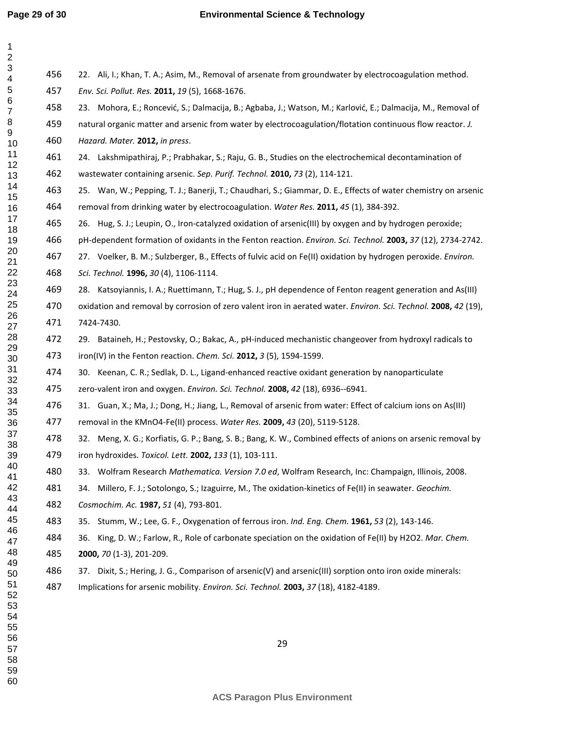22. Ali, I.; Khan, T. A.; Asim, M., Removal of arsenate from groundwater by electrocoagulation method. *Env. Sci. Pollut. Res.* **2011,** *19* (5), 1668-1676.

23. Mohora, E.; Roncević, S.; Dalmacija, B.; Agbaba, J.; Watson, M.; Karlović, E.; Dalmacija, M., Removal of natural organic matter and arsenic from water by electrocoagulation/flotation continuous flow reactor. *J. Hazard. Mater.* **2012,** *in press*.

24. Lakshmipathiraj, P.; Prabhakar, S.; Raju, G. B., Studies on the electrochemical decontamination of wastewater containing arsenic. *Sep. Purif. Technol.* **2010,** *73* (2), 114-121.

25. Wan, W.; Pepping, T. J.; Banerji, T.; Chaudhari, S.; Giammar, D. E., Effects of water chemistry on arsenic removal from drinking water by electrocoagulation. *Water Res.* **2011,** *45* (1), 384-392.

26. Hug, S. J.; Leupin, O., Iron-catalyzed oxidation of arsenic(III) by oxygen and by hydrogen peroxide; pH-dependent formation of oxidants in the Fenton reaction. *Environ. Sci. Technol.* **2003,** *37* (12), 2734-2742.

27. Voelker, B. M.; Sulzberger, B., Effects of fulvic acid on Fe(II) oxidation by hydrogen peroxide. *Environ. Sci. Technol.* **1996,** *30* (4), 1106-1114.

28. Katsoyiannis, I. A.; Ruettimann, T.; Hug, S. J., pH dependence of Fenton reagent generation and As(III) oxidation and removal by corrosion of zero valent iron in aerated water. *Environ. Sci. Technol.* **2008,** *42* (19), 7424-7430.

29. Bataineh, H.; Pestovsky, O.; Bakac, A., pH-induced mechanistic changeover from hydroxyl radicals to iron(IV) in the Fenton reaction. *Chem. Sci.* **2012,** *3* (5), 1594-1599.

30. Keenan, C. R.; Sedlak, D. L., Ligand-enhanced reactive oxidant generation by nanoparticulate zero-valent iron and oxygen. *Environ. Sci. Technol.* **2008,** *42* (18), 6936--6941.

31. Guan, X.; Ma, J.; Dong, H.; Jiang, L., Removal of arsenic from water: Effect of calcium ions on As(III) removal in the $KMnO_4$-Fe(II) process. *Water Res.* **2009,** *43* (20), 5119-5128.

32. Meng, X. G.; Korfiatis, G. P.; Bang, S. B.; Bang, K. W., Combined effects of anions on arsenic removal by iron hydroxides. *Toxicol. Lett.* **2002,** *133* (1), 103-111.

33. Wolfram Research *Mathematica. Version 7.0 ed*, Wolfram Research, Inc: Champaign, Illinois, 2008.

34. Millero, F. J.; Sotolongo, S.; Izaguirre, M., The oxidation-kinetics of Fe(II) in seawater. *Geochim. Cosmochim. Ac.* **1987,** *51* (4), 793-801.

35. Stumm, W.; Lee, G. F., Oxygenation of ferrous iron. *Ind. Eng. Chem.* **1961,** *53* (2), 143-146.

36. King, D. W.; Farlow, R., Role of carbonate speciation on the oxidation of Fe(II) by $H_2O_2$. *Mar. Chem.* **2000,** *70* (1-3), 201-209.

37. Dixit, S.; Hering, J. G., Comparison of arsenic(V) and arsenic(III) sorption onto iron oxide minerals: Implications for arsenic mobility. *Environ. Sci. Technol.* **2003,** *37* (18), 4182-4189.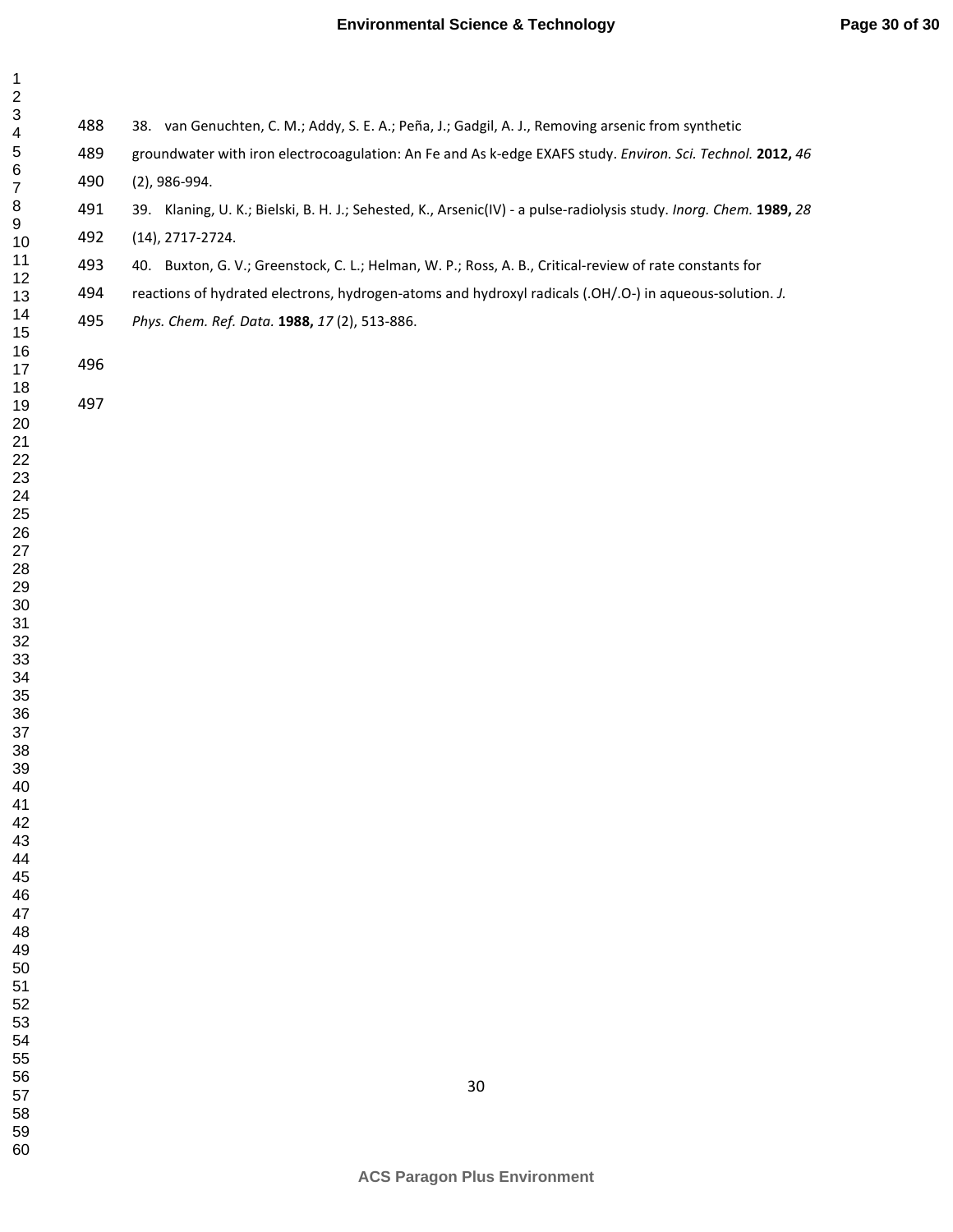38. van Genuchten, C. M.; Addy, S. E. A.; Peña, J.; Gadgil, A. J., Removing arsenic from synthetic groundwater with iron electrocoagulation: An Fe and As k-edge EXAFS study. *Environ. Sci. Technol.* **2012,** *46* (2), 986-994.

39. Klaning, U. K.; Bielski, B. H. J.; Sehested, K., Arsenic(IV) - a pulse-radiolysis study. *Inorg. Chem.* **1989,** *28* (14), 2717-2724.

40. Buxton, G. V.; Greenstock, C. L.; Helman, W. P.; Ross, A. B., Critical-review of rate constants for reactions of hydrated electrons, hydrogen-atoms and hydroxyl radicals (.OH/.O-) in aqueous-solution. *J. Phys. Chem. Ref. Data.* **1988,** *17* (2), 513-886.